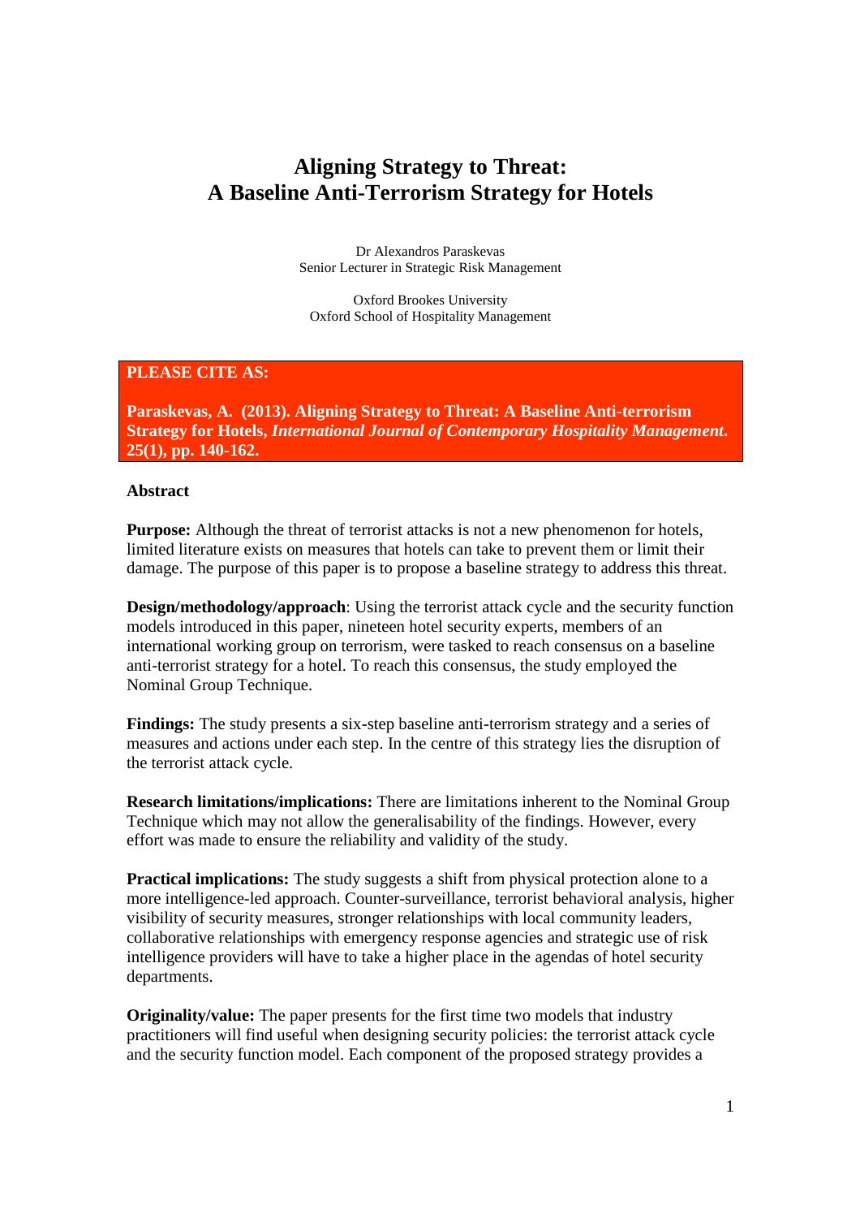# Aligning Strategy to Threat: A Baseline Anti-Terrorism Strategy for Hotels

Dr Alexandros Paraskevas
Senior Lecturer in Strategic Risk Management

Oxford Brookes University
Oxford School of Hospitality Management

**PLEASE CITE AS:**

**Paraskevas, A. (2013). Aligning Strategy to Threat: A Baseline Anti-terrorism Strategy for Hotels, *International Journal of Contemporary Hospitality Management*. 25(1), pp. 140-162.**

## Abstract

**Purpose:** Although the threat of terrorist attacks is not a new phenomenon for hotels, limited literature exists on measures that hotels can take to prevent them or limit their damage. The purpose of this paper is to propose a baseline strategy to address this threat.

**Design/methodology/approach**: Using the terrorist attack cycle and the security function models introduced in this paper, nineteen hotel security experts, members of an international working group on terrorism, were tasked to reach consensus on a baseline anti-terrorist strategy for a hotel. To reach this consensus, the study employed the Nominal Group Technique.

**Findings:** The study presents a six-step baseline anti-terrorism strategy and a series of measures and actions under each step. In the centre of this strategy lies the disruption of the terrorist attack cycle.

**Research limitations/implications:** There are limitations inherent to the Nominal Group Technique which may not allow the generalisability of the findings. However, every effort was made to ensure the reliability and validity of the study.

**Practical implications:** The study suggests a shift from physical protection alone to a more intelligence-led approach. Counter-surveillance, terrorist behavioral analysis, higher visibility of security measures, stronger relationships with local community leaders, collaborative relationships with emergency response agencies and strategic use of risk intelligence providers will have to take a higher place in the agendas of hotel security departments.

**Originality/value:** The paper presents for the first time two models that industry practitioners will find useful when designing security policies: the terrorist attack cycle and the security function model. Each component of the proposed strategy provides a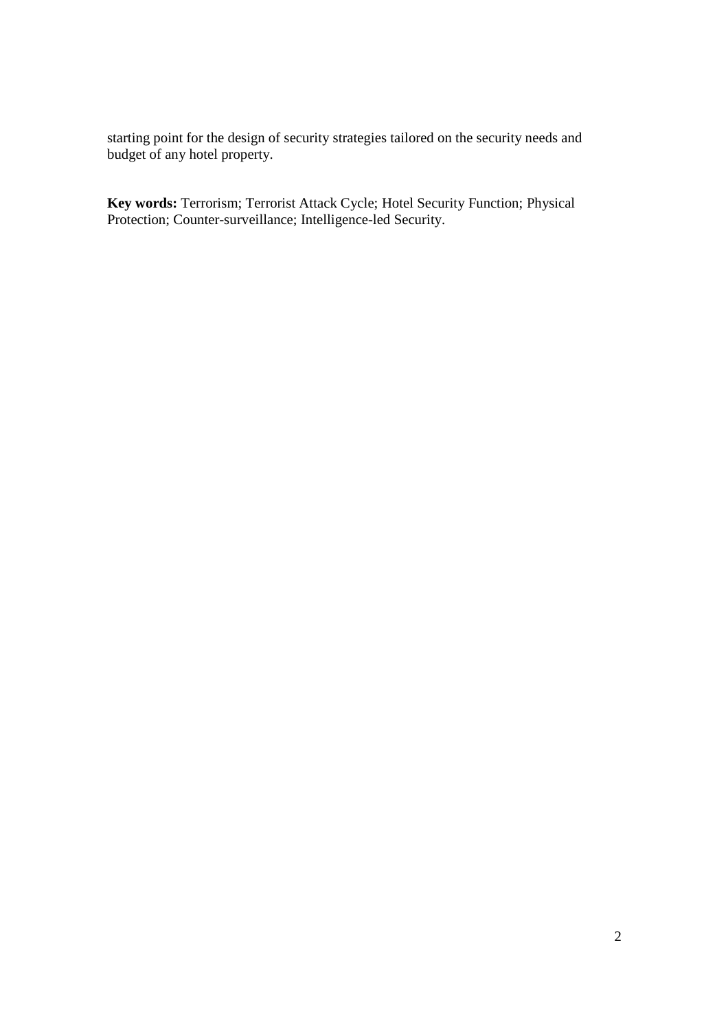starting point for the design of security strategies tailored on the security needs and budget of any hotel property.

**Key words:** Terrorism; Terrorist Attack Cycle; Hotel Security Function; Physical Protection; Counter-surveillance; Intelligence-led Security.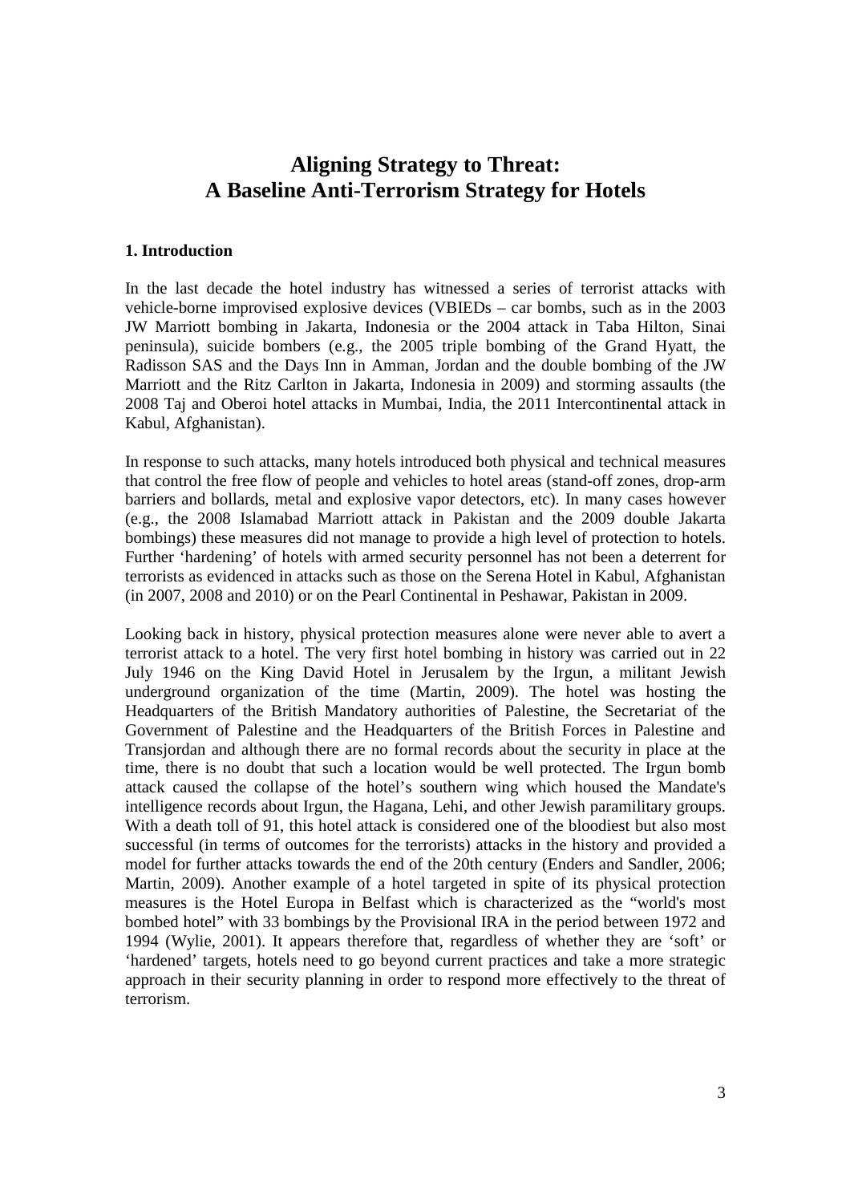# Aligning Strategy to Threat: A Baseline Anti-Terrorism Strategy for Hotels

## 1. Introduction

In the last decade the hotel industry has witnessed a series of terrorist attacks with vehicle-borne improvised explosive devices (VBIEDs – car bombs, such as in the 2003 JW Marriott bombing in Jakarta, Indonesia or the 2004 attack in Taba Hilton, Sinai peninsula), suicide bombers (e.g., the 2005 triple bombing of the Grand Hyatt, the Radisson SAS and the Days Inn in Amman, Jordan and the double bombing of the JW Marriott and the Ritz Carlton in Jakarta, Indonesia in 2009) and storming assaults (the 2008 Taj and Oberoi hotel attacks in Mumbai, India, the 2011 Intercontinental attack in Kabul, Afghanistan).

In response to such attacks, many hotels introduced both physical and technical measures that control the free flow of people and vehicles to hotel areas (stand-off zones, drop-arm barriers and bollards, metal and explosive vapor detectors, etc). In many cases however (e.g., the 2008 Islamabad Marriott attack in Pakistan and the 2009 double Jakarta bombings) these measures did not manage to provide a high level of protection to hotels. Further 'hardening' of hotels with armed security personnel has not been a deterrent for terrorists as evidenced in attacks such as those on the Serena Hotel in Kabul, Afghanistan (in 2007, 2008 and 2010) or on the Pearl Continental in Peshawar, Pakistan in 2009.

Looking back in history, physical protection measures alone were never able to avert a terrorist attack to a hotel. The very first hotel bombing in history was carried out in 22 July 1946 on the King David Hotel in Jerusalem by the Irgun, a militant Jewish underground organization of the time (Martin, 2009). The hotel was hosting the Headquarters of the British Mandatory authorities of Palestine, the Secretariat of the Government of Palestine and the Headquarters of the British Forces in Palestine and Transjordan and although there are no formal records about the security in place at the time, there is no doubt that such a location would be well protected. The Irgun bomb attack caused the collapse of the hotel's southern wing which housed the Mandate's intelligence records about Irgun, the Hagana, Lehi, and other Jewish paramilitary groups. With a death toll of 91, this hotel attack is considered one of the bloodiest but also most successful (in terms of outcomes for the terrorists) attacks in the history and provided a model for further attacks towards the end of the 20th century (Enders and Sandler, 2006; Martin, 2009). Another example of a hotel targeted in spite of its physical protection measures is the Hotel Europa in Belfast which is characterized as the "world's most bombed hotel" with 33 bombings by the Provisional IRA in the period between 1972 and 1994 (Wylie, 2001). It appears therefore that, regardless of whether they are 'soft' or 'hardened' targets, hotels need to go beyond current practices and take a more strategic approach in their security planning in order to respond more effectively to the threat of terrorism.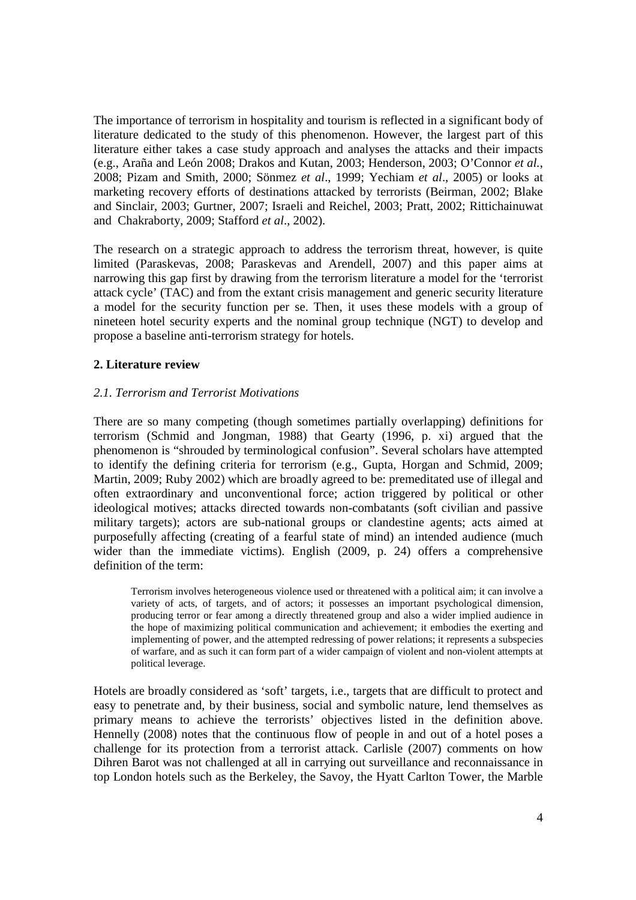The importance of terrorism in hospitality and tourism is reflected in a significant body of literature dedicated to the study of this phenomenon. However, the largest part of this literature either takes a case study approach and analyses the attacks and their impacts (e.g., Araña and León 2008; Drakos and Kutan, 2003; Henderson, 2003; O'Connor *et al.*, 2008; Pizam and Smith, 2000; Sönmez *et al*., 1999; Yechiam *et al*., 2005) or looks at marketing recovery efforts of destinations attacked by terrorists (Beirman, 2002; Blake and Sinclair, 2003; Gurtner, 2007; Israeli and Reichel, 2003; Pratt, 2002; Rittichainuwat and Chakraborty, 2009; Stafford *et al*., 2002).

The research on a strategic approach to address the terrorism threat, however, is quite limited (Paraskevas, 2008; Paraskevas and Arendell, 2007) and this paper aims at narrowing this gap first by drawing from the terrorism literature a model for the 'terrorist attack cycle' (TAC) and from the extant crisis management and generic security literature a model for the security function per se. Then, it uses these models with a group of nineteen hotel security experts and the nominal group technique (NGT) to develop and propose a baseline anti-terrorism strategy for hotels.

## 2. Literature review

### *2.1. Terrorism and Terrorist Motivations*

There are so many competing (though sometimes partially overlapping) definitions for terrorism (Schmid and Jongman, 1988) that Gearty (1996, p. xi) argued that the phenomenon is "shrouded by terminological confusion". Several scholars have attempted to identify the defining criteria for terrorism (e.g., Gupta, Horgan and Schmid, 2009; Martin, 2009; Ruby 2002) which are broadly agreed to be: premeditated use of illegal and often extraordinary and unconventional force; action triggered by political or other ideological motives; attacks directed towards non-combatants (soft civilian and passive military targets); actors are sub-national groups or clandestine agents; acts aimed at purposefully affecting (creating of a fearful state of mind) an intended audience (much wider than the immediate victims). English (2009, p. 24) offers a comprehensive definition of the term:

> Terrorism involves heterogeneous violence used or threatened with a political aim; it can involve a variety of acts, of targets, and of actors; it possesses an important psychological dimension, producing terror or fear among a directly threatened group and also a wider implied audience in the hope of maximizing political communication and achievement; it embodies the exerting and implementing of power, and the attempted redressing of power relations; it represents a subspecies of warfare, and as such it can form part of a wider campaign of violent and non-violent attempts at political leverage.

Hotels are broadly considered as 'soft' targets, i.e., targets that are difficult to protect and easy to penetrate and, by their business, social and symbolic nature, lend themselves as primary means to achieve the terrorists' objectives listed in the definition above. Hennelly (2008) notes that the continuous flow of people in and out of a hotel poses a challenge for its protection from a terrorist attack. Carlisle (2007) comments on how Dihren Barot was not challenged at all in carrying out surveillance and reconnaissance in top London hotels such as the Berkeley, the Savoy, the Hyatt Carlton Tower, the Marble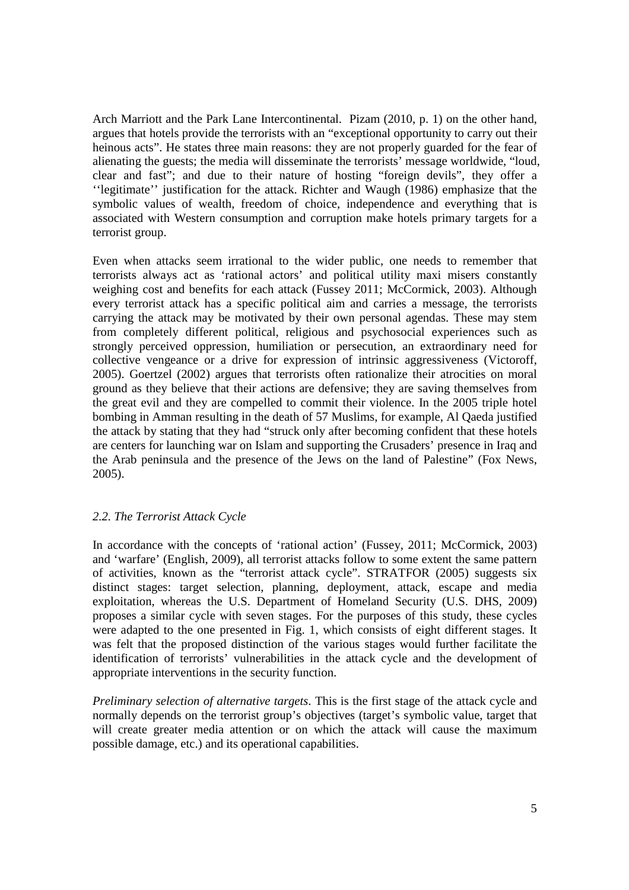Arch Marriott and the Park Lane Intercontinental. Pizam (2010, p. 1) on the other hand, argues that hotels provide the terrorists with an "exceptional opportunity to carry out their heinous acts". He states three main reasons: they are not properly guarded for the fear of alienating the guests; the media will disseminate the terrorists' message worldwide, "loud, clear and fast"; and due to their nature of hosting "foreign devils", they offer a ''legitimate'' justification for the attack. Richter and Waugh (1986) emphasize that the symbolic values of wealth, freedom of choice, independence and everything that is associated with Western consumption and corruption make hotels primary targets for a terrorist group.

Even when attacks seem irrational to the wider public, one needs to remember that terrorists always act as 'rational actors' and political utility maxi misers constantly weighing cost and benefits for each attack (Fussey 2011; McCormick, 2003). Although every terrorist attack has a specific political aim and carries a message, the terrorists carrying the attack may be motivated by their own personal agendas. These may stem from completely different political, religious and psychosocial experiences such as strongly perceived oppression, humiliation or persecution, an extraordinary need for collective vengeance or a drive for expression of intrinsic aggressiveness (Victoroff, 2005). Goertzel (2002) argues that terrorists often rationalize their atrocities on moral ground as they believe that their actions are defensive; they are saving themselves from the great evil and they are compelled to commit their violence. In the 2005 triple hotel bombing in Amman resulting in the death of 57 Muslims, for example, Al Qaeda justified the attack by stating that they had "struck only after becoming confident that these hotels are centers for launching war on Islam and supporting the Crusaders' presence in Iraq and the Arab peninsula and the presence of the Jews on the land of Palestine" (Fox News, 2005).

### *2.2. The Terrorist Attack Cycle*

In accordance with the concepts of 'rational action' (Fussey, 2011; McCormick, 2003) and 'warfare' (English, 2009), all terrorist attacks follow to some extent the same pattern of activities, known as the "terrorist attack cycle". STRATFOR (2005) suggests six distinct stages: target selection, planning, deployment, attack, escape and media exploitation, whereas the U.S. Department of Homeland Security (U.S. DHS, 2009) proposes a similar cycle with seven stages. For the purposes of this study, these cycles were adapted to the one presented in Fig. 1, which consists of eight different stages. It was felt that the proposed distinction of the various stages would further facilitate the identification of terrorists' vulnerabilities in the attack cycle and the development of appropriate interventions in the security function.

*Preliminary selection of alternative targets*. This is the first stage of the attack cycle and normally depends on the terrorist group's objectives (target's symbolic value, target that will create greater media attention or on which the attack will cause the maximum possible damage, etc.) and its operational capabilities.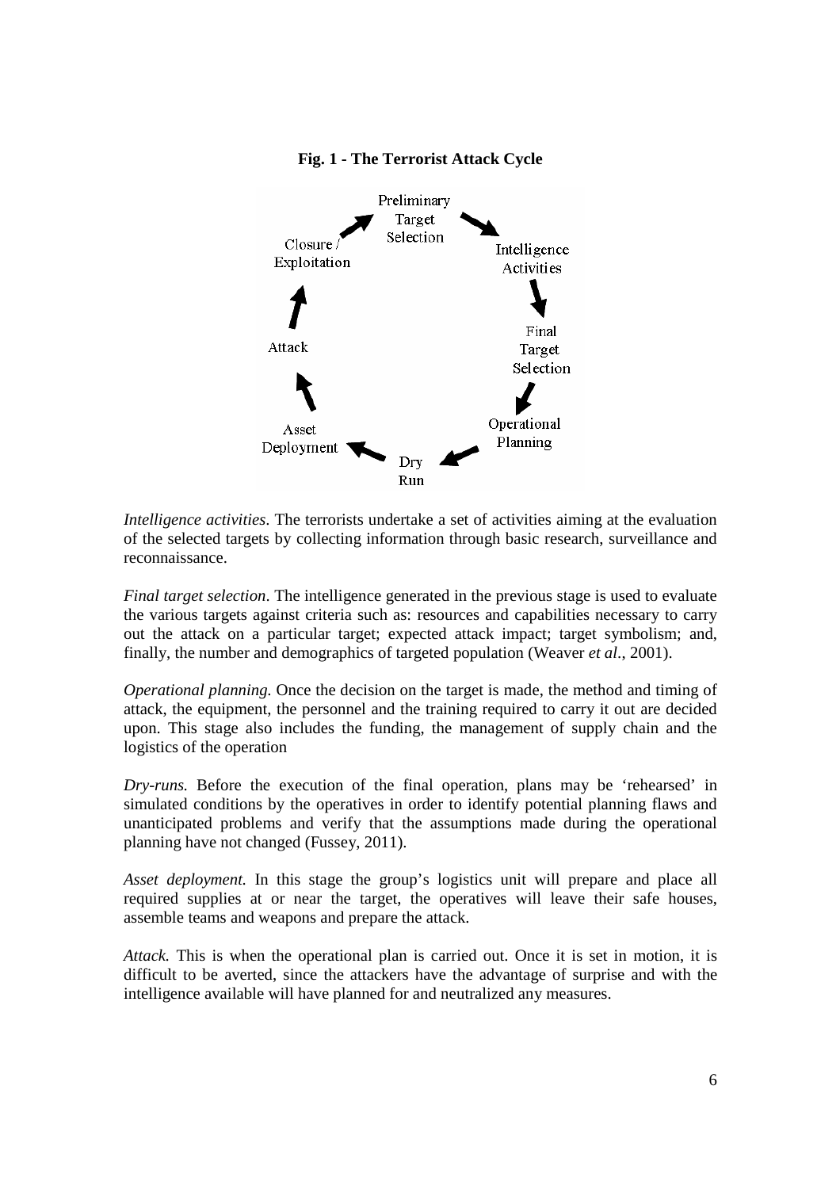**Fig. 1 - The Terrorist Attack Cycle**

*Intelligence activities*. The terrorists undertake a set of activities aiming at the evaluation of the selected targets by collecting information through basic research, surveillance and reconnaissance.

*Final target selection*. The intelligence generated in the previous stage is used to evaluate the various targets against criteria such as: resources and capabilities necessary to carry out the attack on a particular target; expected attack impact; target symbolism; and, finally, the number and demographics of targeted population (Weaver *et al*., 2001).

*Operational planning.* Once the decision on the target is made, the method and timing of attack, the equipment, the personnel and the training required to carry it out are decided upon. This stage also includes the funding, the management of supply chain and the logistics of the operation

*Dry-runs.* Before the execution of the final operation, plans may be 'rehearsed' in simulated conditions by the operatives in order to identify potential planning flaws and unanticipated problems and verify that the assumptions made during the operational planning have not changed (Fussey, 2011).

*Asset deployment.* In this stage the group's logistics unit will prepare and place all required supplies at or near the target, the operatives will leave their safe houses, assemble teams and weapons and prepare the attack.

*Attack.* This is when the operational plan is carried out. Once it is set in motion, it is difficult to be averted, since the attackers have the advantage of surprise and with the intelligence available will have planned for and neutralized any measures.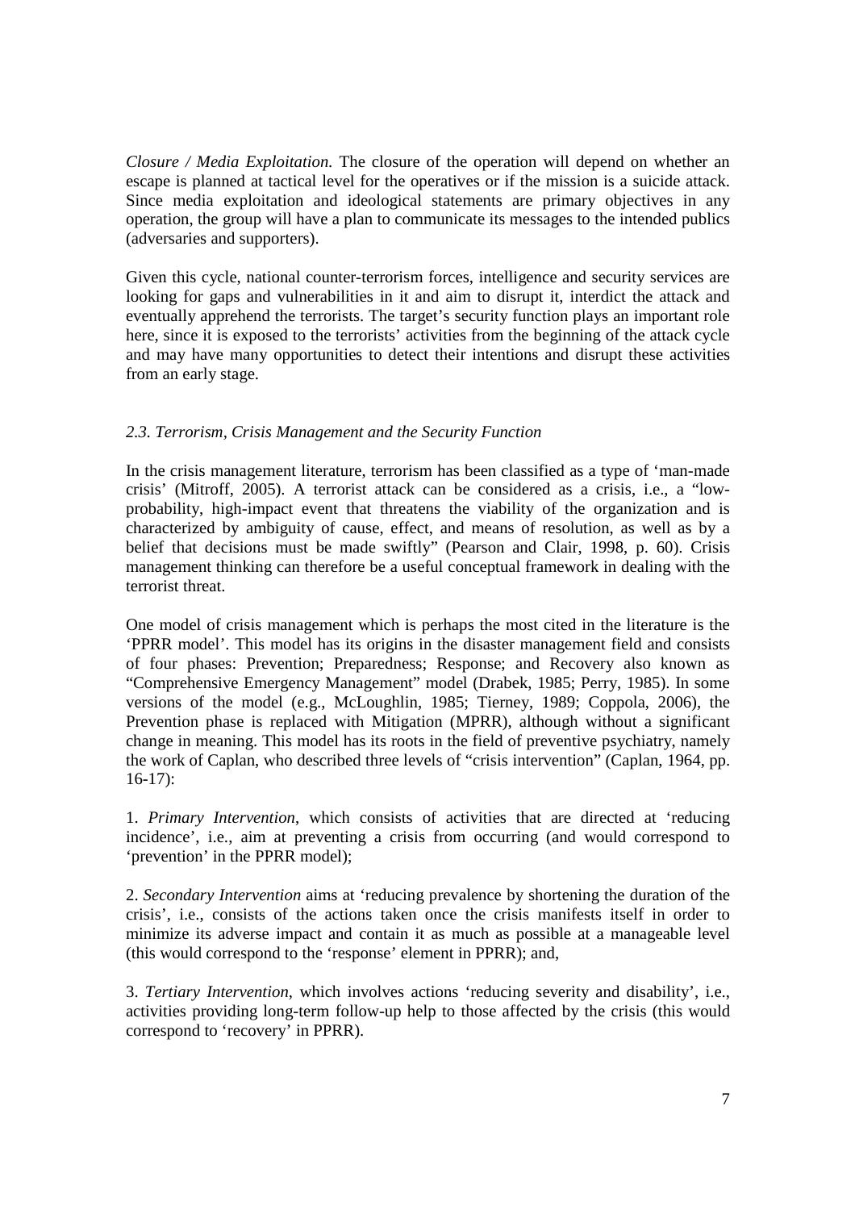*Closure / Media Exploitation.* The closure of the operation will depend on whether an escape is planned at tactical level for the operatives or if the mission is a suicide attack. Since media exploitation and ideological statements are primary objectives in any operation, the group will have a plan to communicate its messages to the intended publics (adversaries and supporters).

Given this cycle, national counter-terrorism forces, intelligence and security services are looking for gaps and vulnerabilities in it and aim to disrupt it, interdict the attack and eventually apprehend the terrorists. The target's security function plays an important role here, since it is exposed to the terrorists' activities from the beginning of the attack cycle and may have many opportunities to detect their intentions and disrupt these activities from an early stage.

### *2.3. Terrorism, Crisis Management and the Security Function*

In the crisis management literature, terrorism has been classified as a type of 'man-made crisis' (Mitroff, 2005). A terrorist attack can be considered as a crisis, i.e., a "low-probability, high-impact event that threatens the viability of the organization and is characterized by ambiguity of cause, effect, and means of resolution, as well as by a belief that decisions must be made swiftly" (Pearson and Clair, 1998, p. 60). Crisis management thinking can therefore be a useful conceptual framework in dealing with the terrorist threat.

One model of crisis management which is perhaps the most cited in the literature is the 'PPRR model'. This model has its origins in the disaster management field and consists of four phases: Prevention; Preparedness; Response; and Recovery also known as "Comprehensive Emergency Management" model (Drabek, 1985; Perry, 1985). In some versions of the model (e.g., McLoughlin, 1985; Tierney, 1989; Coppola, 2006), the Prevention phase is replaced with Mitigation (MPRR), although without a significant change in meaning. This model has its roots in the field of preventive psychiatry, namely the work of Caplan, who described three levels of "crisis intervention" (Caplan, 1964, pp. 16-17):

1. *Primary Intervention*, which consists of activities that are directed at 'reducing incidence', i.e., aim at preventing a crisis from occurring (and would correspond to 'prevention' in the PPRR model);

2. *Secondary Intervention* aims at 'reducing prevalence by shortening the duration of the crisis', i.e., consists of the actions taken once the crisis manifests itself in order to minimize its adverse impact and contain it as much as possible at a manageable level (this would correspond to the 'response' element in PPRR); and,

3. *Tertiary Intervention*, which involves actions 'reducing severity and disability', i.e., activities providing long-term follow-up help to those affected by the crisis (this would correspond to 'recovery' in PPRR).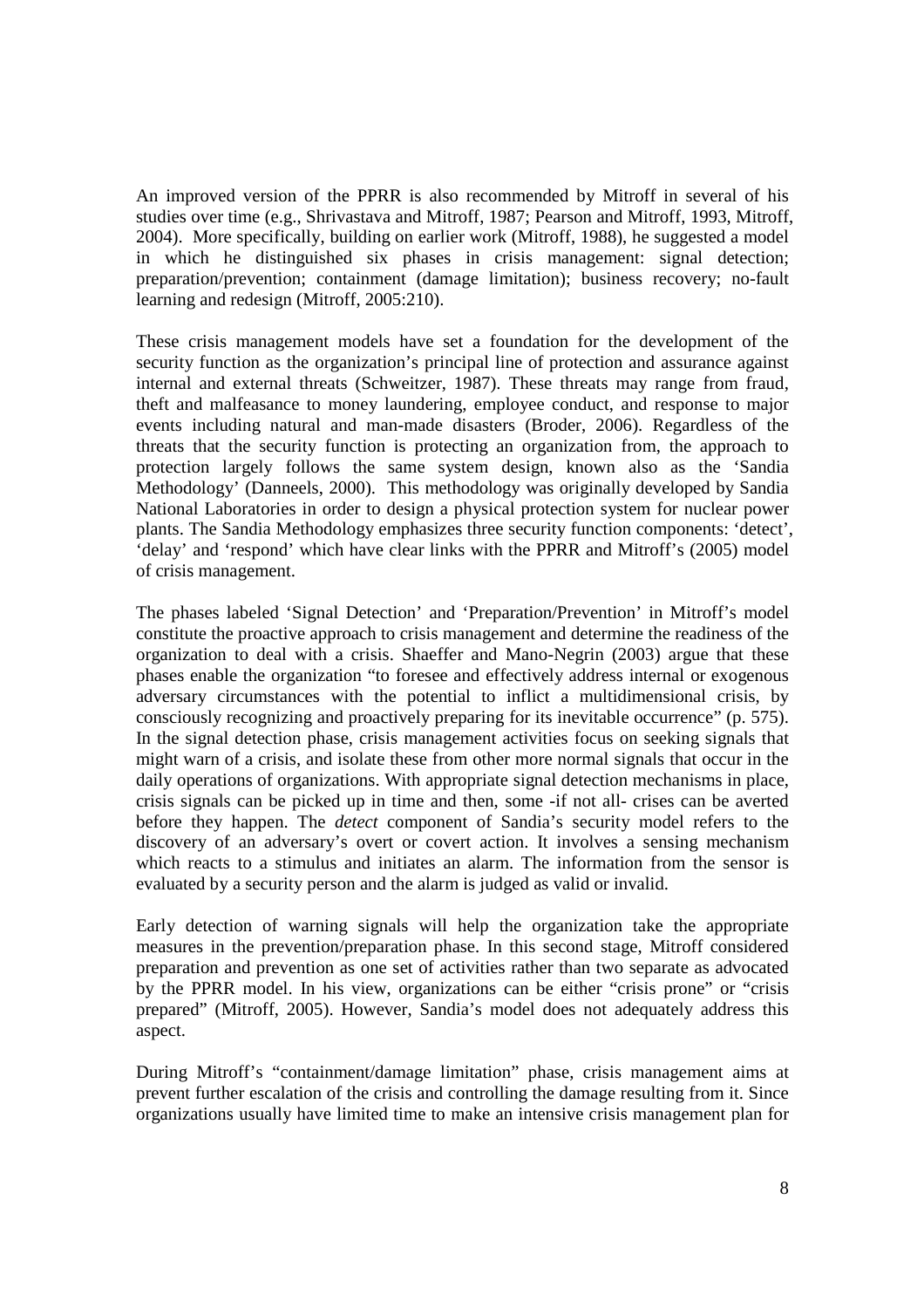An improved version of the PPRR is also recommended by Mitroff in several of his studies over time (e.g., Shrivastava and Mitroff, 1987; Pearson and Mitroff, 1993, Mitroff, 2004). More specifically, building on earlier work (Mitroff, 1988), he suggested a model in which he distinguished six phases in crisis management: signal detection; preparation/prevention; containment (damage limitation); business recovery; no-fault learning and redesign (Mitroff, 2005:210).

These crisis management models have set a foundation for the development of the security function as the organization's principal line of protection and assurance against internal and external threats (Schweitzer, 1987). These threats may range from fraud, theft and malfeasance to money laundering, employee conduct, and response to major events including natural and man-made disasters (Broder, 2006). Regardless of the threats that the security function is protecting an organization from, the approach to protection largely follows the same system design, known also as the 'Sandia Methodology' (Danneels, 2000). This methodology was originally developed by Sandia National Laboratories in order to design a physical protection system for nuclear power plants. The Sandia Methodology emphasizes three security function components: 'detect', 'delay' and 'respond' which have clear links with the PPRR and Mitroff's (2005) model of crisis management.

The phases labeled 'Signal Detection' and 'Preparation/Prevention' in Mitroff's model constitute the proactive approach to crisis management and determine the readiness of the organization to deal with a crisis. Shaeffer and Mano-Negrin (2003) argue that these phases enable the organization "to foresee and effectively address internal or exogenous adversary circumstances with the potential to inflict a multidimensional crisis, by consciously recognizing and proactively preparing for its inevitable occurrence" (p. 575). In the signal detection phase, crisis management activities focus on seeking signals that might warn of a crisis, and isolate these from other more normal signals that occur in the daily operations of organizations. With appropriate signal detection mechanisms in place, crisis signals can be picked up in time and then, some -if not all- crises can be averted before they happen. The *detect* component of Sandia's security model refers to the discovery of an adversary's overt or covert action. It involves a sensing mechanism which reacts to a stimulus and initiates an alarm. The information from the sensor is evaluated by a security person and the alarm is judged as valid or invalid.

Early detection of warning signals will help the organization take the appropriate measures in the prevention/preparation phase. In this second stage, Mitroff considered preparation and prevention as one set of activities rather than two separate as advocated by the PPRR model. In his view, organizations can be either "crisis prone" or "crisis prepared" (Mitroff, 2005). However, Sandia's model does not adequately address this aspect.

During Mitroff's "containment/damage limitation" phase, crisis management aims at prevent further escalation of the crisis and controlling the damage resulting from it. Since organizations usually have limited time to make an intensive crisis management plan for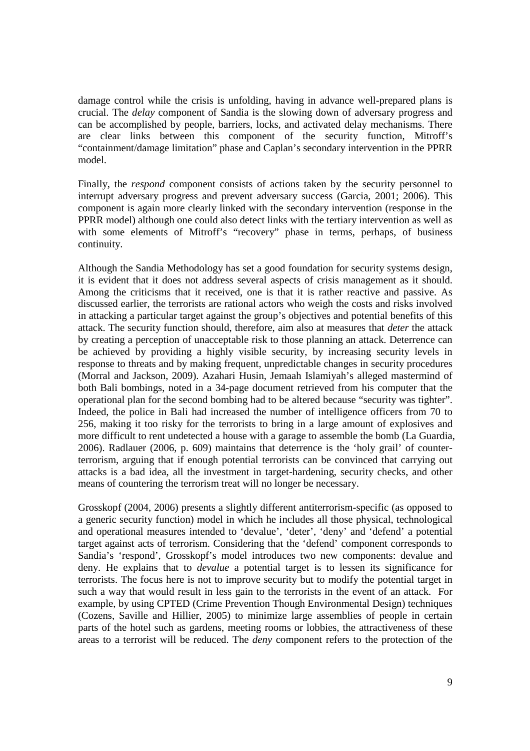damage control while the crisis is unfolding, having in advance well-prepared plans is crucial. The *delay* component of Sandia is the slowing down of adversary progress and can be accomplished by people, barriers, locks, and activated delay mechanisms. There are clear links between this component of the security function, Mitroff's "containment/damage limitation" phase and Caplan's secondary intervention in the PPRR model.

Finally, the *respond* component consists of actions taken by the security personnel to interrupt adversary progress and prevent adversary success (Garcia, 2001; 2006). This component is again more clearly linked with the secondary intervention (response in the PPRR model) although one could also detect links with the tertiary intervention as well as with some elements of Mitroff's "recovery" phase in terms, perhaps, of business continuity.

Although the Sandia Methodology has set a good foundation for security systems design, it is evident that it does not address several aspects of crisis management as it should. Among the criticisms that it received, one is that it is rather reactive and passive. As discussed earlier, the terrorists are rational actors who weigh the costs and risks involved in attacking a particular target against the group's objectives and potential benefits of this attack. The security function should, therefore, aim also at measures that *deter* the attack by creating a perception of unacceptable risk to those planning an attack. Deterrence can be achieved by providing a highly visible security, by increasing security levels in response to threats and by making frequent, unpredictable changes in security procedures (Morral and Jackson, 2009). Azahari Husin, Jemaah Islamiyah's alleged mastermind of both Bali bombings, noted in a 34-page document retrieved from his computer that the operational plan for the second bombing had to be altered because "security was tighter". Indeed, the police in Bali had increased the number of intelligence officers from 70 to 256, making it too risky for the terrorists to bring in a large amount of explosives and more difficult to rent undetected a house with a garage to assemble the bomb (La Guardia, 2006). Radlauer (2006, p. 609) maintains that deterrence is the 'holy grail' of counter-terrorism, arguing that if enough potential terrorists can be convinced that carrying out attacks is a bad idea, all the investment in target-hardening, security checks, and other means of countering the terrorism treat will no longer be necessary.

Grosskopf (2004, 2006) presents a slightly different antiterrorism-specific (as opposed to a generic security function) model in which he includes all those physical, technological and operational measures intended to 'devalue', 'deter', 'deny' and 'defend' a potential target against acts of terrorism. Considering that the 'defend' component corresponds to Sandia's 'respond', Grosskopf's model introduces two new components: devalue and deny. He explains that to *devalue* a potential target is to lessen its significance for terrorists. The focus here is not to improve security but to modify the potential target in such a way that would result in less gain to the terrorists in the event of an attack. For example, by using CPTED (Crime Prevention Though Environmental Design) techniques (Cozens, Saville and Hillier, 2005) to minimize large assemblies of people in certain parts of the hotel such as gardens, meeting rooms or lobbies, the attractiveness of these areas to a terrorist will be reduced. The *deny* component refers to the protection of the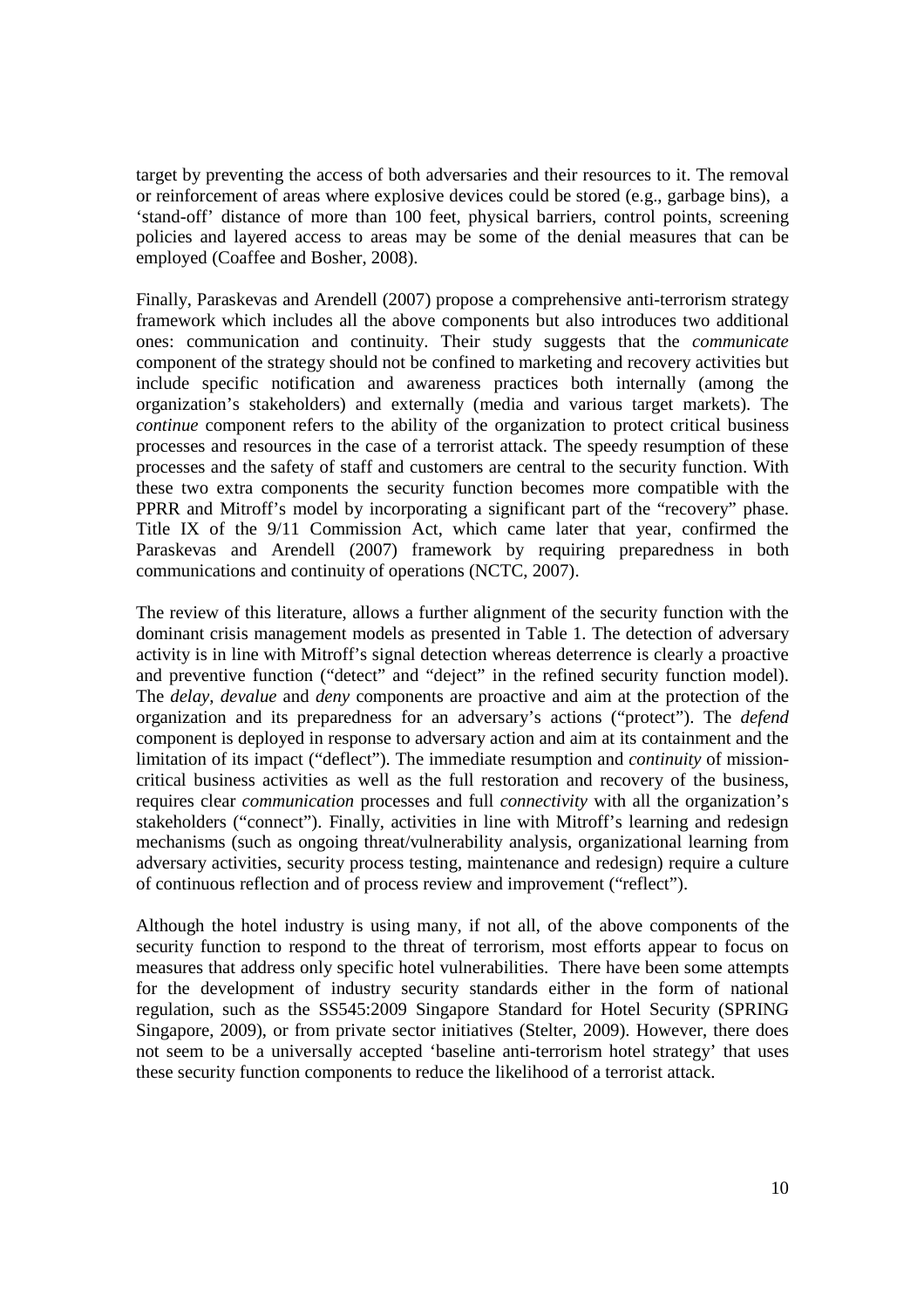target by preventing the access of both adversaries and their resources to it. The removal or reinforcement of areas where explosive devices could be stored (e.g., garbage bins), a 'stand-off' distance of more than 100 feet, physical barriers, control points, screening policies and layered access to areas may be some of the denial measures that can be employed (Coaffee and Bosher, 2008).

Finally, Paraskevas and Arendell (2007) propose a comprehensive anti-terrorism strategy framework which includes all the above components but also introduces two additional ones: communication and continuity. Their study suggests that the *communicate* component of the strategy should not be confined to marketing and recovery activities but include specific notification and awareness practices both internally (among the organization's stakeholders) and externally (media and various target markets). The *continue* component refers to the ability of the organization to protect critical business processes and resources in the case of a terrorist attack. The speedy resumption of these processes and the safety of staff and customers are central to the security function. With these two extra components the security function becomes more compatible with the PPRR and Mitroff's model by incorporating a significant part of the "recovery" phase. Title IX of the 9/11 Commission Act, which came later that year, confirmed the Paraskevas and Arendell (2007) framework by requiring preparedness in both communications and continuity of operations (NCTC, 2007).

The review of this literature, allows a further alignment of the security function with the dominant crisis management models as presented in Table 1. The detection of adversary activity is in line with Mitroff's signal detection whereas deterrence is clearly a proactive and preventive function ("detect" and "deject" in the refined security function model). The *delay*, *devalue* and *deny* components are proactive and aim at the protection of the organization and its preparedness for an adversary's actions ("protect"). The *defend* component is deployed in response to adversary action and aim at its containment and the limitation of its impact ("deflect"). The immediate resumption and *continuity* of mission-critical business activities as well as the full restoration and recovery of the business, requires clear *communication* processes and full *connectivity* with all the organization's stakeholders ("connect"). Finally, activities in line with Mitroff's learning and redesign mechanisms (such as ongoing threat/vulnerability analysis, organizational learning from adversary activities, security process testing, maintenance and redesign) require a culture of continuous reflection and of process review and improvement ("reflect").

Although the hotel industry is using many, if not all, of the above components of the security function to respond to the threat of terrorism, most efforts appear to focus on measures that address only specific hotel vulnerabilities. There have been some attempts for the development of industry security standards either in the form of national regulation, such as the SS545:2009 Singapore Standard for Hotel Security (SPRING Singapore, 2009), or from private sector initiatives (Stelter, 2009). However, there does not seem to be a universally accepted 'baseline anti-terrorism hotel strategy' that uses these security function components to reduce the likelihood of a terrorist attack.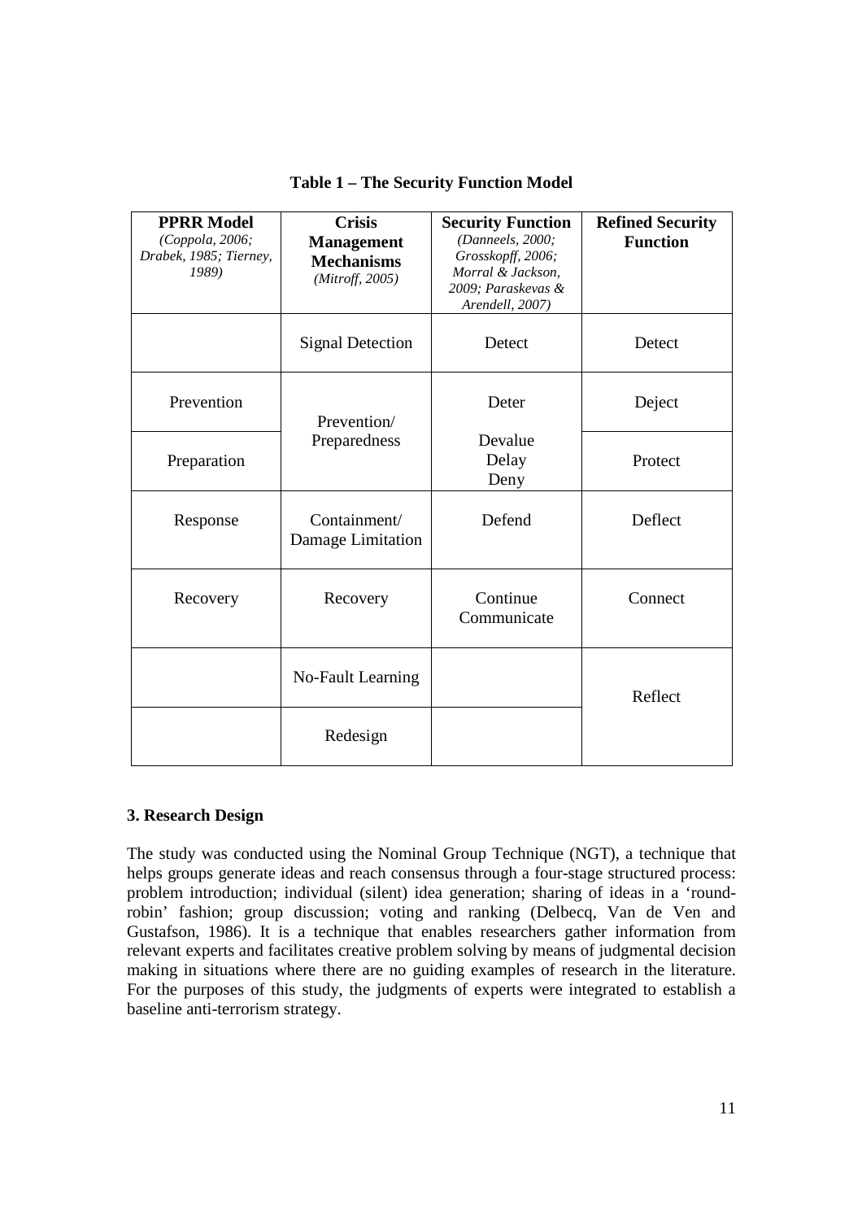**Table 1 – The Security Function Model**

| **PPRR Model** *(Coppola, 2006; Drabek, 1985; Tierney, 1989)* | **Crisis Management Mechanisms** *(Mitroff, 2005)* | **Security Function** *(Danneels, 2000; Grosskopff, 2006; Morral & Jackson, 2009; Paraskevas & Arendell, 2007)* | **Refined Security Function** |
|---|---|---|---|
| | Signal Detection | Detect | Detect |
| Prevention | Prevention/ Preparedness | Deter | Deject |
| Preparation | | Devalue Delay Deny | Protect |
| Response | Containment/ Damage Limitation | Defend | Deflect |
| Recovery | Recovery | Continue Communicate | Connect |
| | No-Fault Learning | | Reflect |
| | Redesign | | |

### 3. Research Design

The study was conducted using the Nominal Group Technique (NGT), a technique that helps groups generate ideas and reach consensus through a four-stage structured process: problem introduction; individual (silent) idea generation; sharing of ideas in a 'round-robin' fashion; group discussion; voting and ranking (Delbecq, Van de Ven and Gustafson, 1986). It is a technique that enables researchers gather information from relevant experts and facilitates creative problem solving by means of judgmental decision making in situations where there are no guiding examples of research in the literature. For the purposes of this study, the judgments of experts were integrated to establish a baseline anti-terrorism strategy.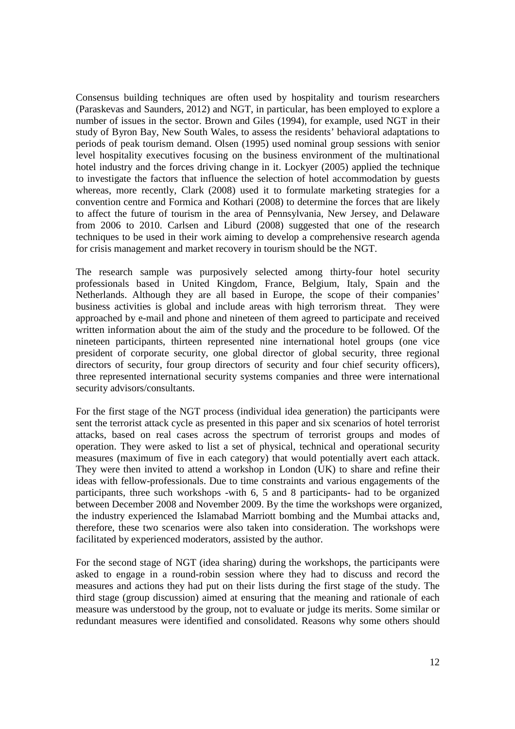Consensus building techniques are often used by hospitality and tourism researchers (Paraskevas and Saunders, 2012) and NGT, in particular, has been employed to explore a number of issues in the sector. Brown and Giles (1994), for example, used NGT in their study of Byron Bay, New South Wales, to assess the residents' behavioral adaptations to periods of peak tourism demand. Olsen (1995) used nominal group sessions with senior level hospitality executives focusing on the business environment of the multinational hotel industry and the forces driving change in it. Lockyer (2005) applied the technique to investigate the factors that influence the selection of hotel accommodation by guests whereas, more recently, Clark (2008) used it to formulate marketing strategies for a convention centre and Formica and Kothari (2008) to determine the forces that are likely to affect the future of tourism in the area of Pennsylvania, New Jersey, and Delaware from 2006 to 2010. Carlsen and Liburd (2008) suggested that one of the research techniques to be used in their work aiming to develop a comprehensive research agenda for crisis management and market recovery in tourism should be the NGT.

The research sample was purposively selected among thirty-four hotel security professionals based in United Kingdom, France, Belgium, Italy, Spain and the Netherlands. Although they are all based in Europe, the scope of their companies' business activities is global and include areas with high terrorism threat. They were approached by e-mail and phone and nineteen of them agreed to participate and received written information about the aim of the study and the procedure to be followed. Of the nineteen participants, thirteen represented nine international hotel groups (one vice president of corporate security, one global director of global security, three regional directors of security, four group directors of security and four chief security officers), three represented international security systems companies and three were international security advisors/consultants.

For the first stage of the NGT process (individual idea generation) the participants were sent the terrorist attack cycle as presented in this paper and six scenarios of hotel terrorist attacks, based on real cases across the spectrum of terrorist groups and modes of operation. They were asked to list a set of physical, technical and operational security measures (maximum of five in each category) that would potentially avert each attack. They were then invited to attend a workshop in London (UK) to share and refine their ideas with fellow-professionals. Due to time constraints and various engagements of the participants, three such workshops -with 6, 5 and 8 participants- had to be organized between December 2008 and November 2009. By the time the workshops were organized, the industry experienced the Islamabad Marriott bombing and the Mumbai attacks and, therefore, these two scenarios were also taken into consideration. The workshops were facilitated by experienced moderators, assisted by the author.

For the second stage of NGT (idea sharing) during the workshops, the participants were asked to engage in a round-robin session where they had to discuss and record the measures and actions they had put on their lists during the first stage of the study. The third stage (group discussion) aimed at ensuring that the meaning and rationale of each measure was understood by the group, not to evaluate or judge its merits. Some similar or redundant measures were identified and consolidated. Reasons why some others should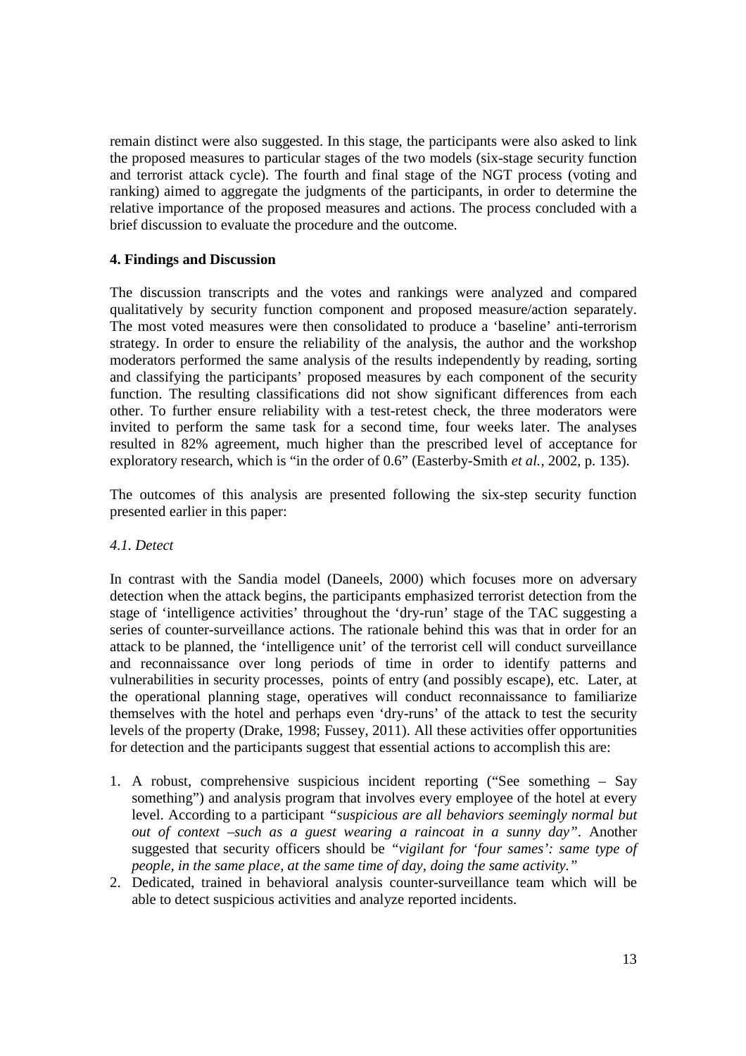remain distinct were also suggested. In this stage, the participants were also asked to link the proposed measures to particular stages of the two models (six-stage security function and terrorist attack cycle). The fourth and final stage of the NGT process (voting and ranking) aimed to aggregate the judgments of the participants, in order to determine the relative importance of the proposed measures and actions. The process concluded with a brief discussion to evaluate the procedure and the outcome.

## 4. Findings and Discussion

The discussion transcripts and the votes and rankings were analyzed and compared qualitatively by security function component and proposed measure/action separately. The most voted measures were then consolidated to produce a 'baseline' anti-terrorism strategy. In order to ensure the reliability of the analysis, the author and the workshop moderators performed the same analysis of the results independently by reading, sorting and classifying the participants' proposed measures by each component of the security function. The resulting classifications did not show significant differences from each other. To further ensure reliability with a test-retest check, the three moderators were invited to perform the same task for a second time, four weeks later. The analyses resulted in 82% agreement, much higher than the prescribed level of acceptance for exploratory research, which is "in the order of 0.6" (Easterby-Smith *et al.*, 2002, p. 135).

The outcomes of this analysis are presented following the six-step security function presented earlier in this paper:

### *4.1. Detect*

In contrast with the Sandia model (Daneels, 2000) which focuses more on adversary detection when the attack begins, the participants emphasized terrorist detection from the stage of 'intelligence activities' throughout the 'dry-run' stage of the TAC suggesting a series of counter-surveillance actions. The rationale behind this was that in order for an attack to be planned, the 'intelligence unit' of the terrorist cell will conduct surveillance and reconnaissance over long periods of time in order to identify patterns and vulnerabilities in security processes, points of entry (and possibly escape), etc. Later, at the operational planning stage, operatives will conduct reconnaissance to familiarize themselves with the hotel and perhaps even 'dry-runs' of the attack to test the security levels of the property (Drake, 1998; Fussey, 2011). All these activities offer opportunities for detection and the participants suggest that essential actions to accomplish this are:

1. A robust, comprehensive suspicious incident reporting ("See something – Say something") and analysis program that involves every employee of the hotel at every level. According to a participant *"suspicious are all behaviors seemingly normal but out of context –such as a guest wearing a raincoat in a sunny day"*. Another suggested that security officers should be *"vigilant for 'four sames': same type of people, in the same place, at the same time of day, doing the same activity."*
2. Dedicated, trained in behavioral analysis counter-surveillance team which will be able to detect suspicious activities and analyze reported incidents.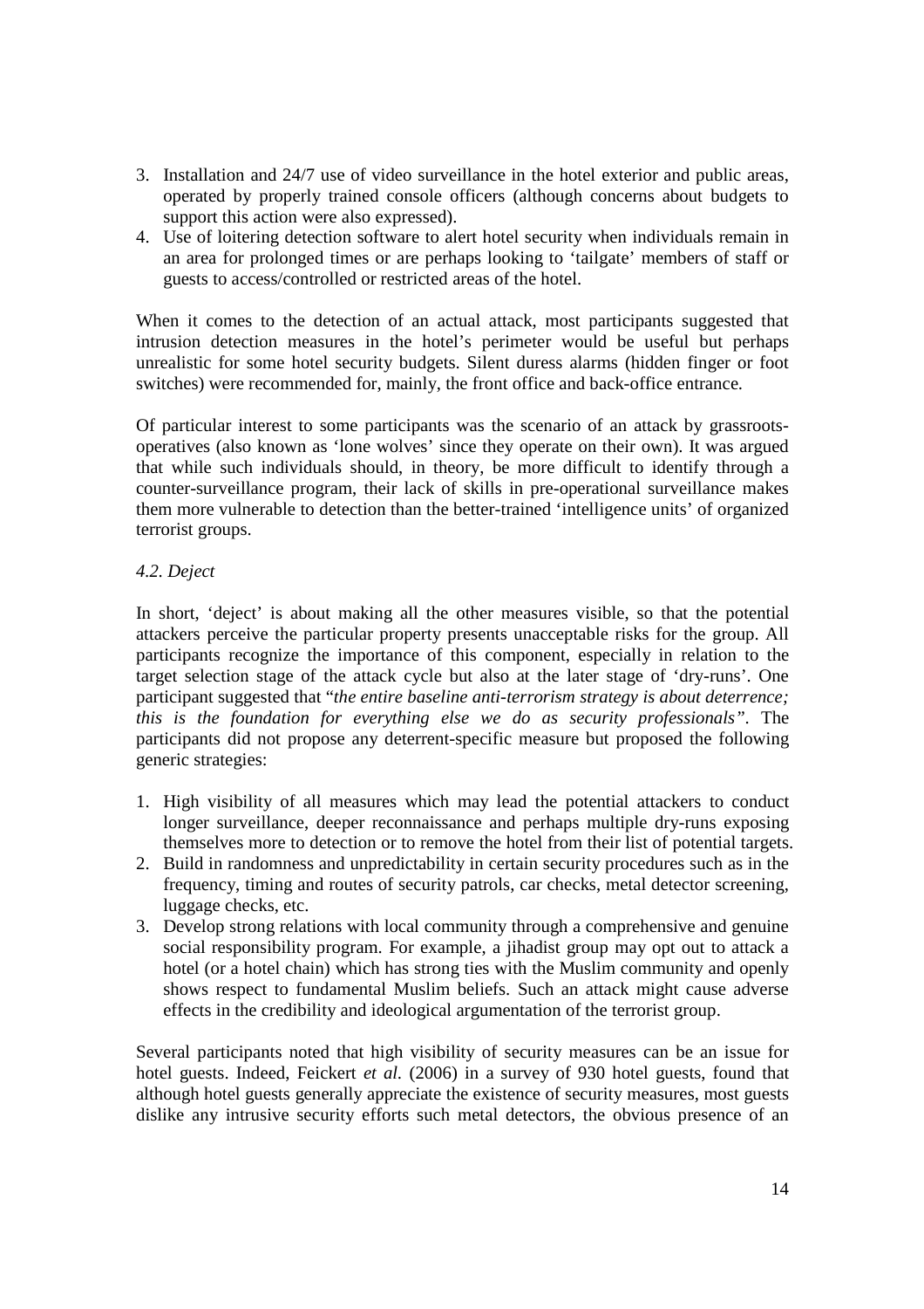3. Installation and 24/7 use of video surveillance in the hotel exterior and public areas, operated by properly trained console officers (although concerns about budgets to support this action were also expressed).
4. Use of loitering detection software to alert hotel security when individuals remain in an area for prolonged times or are perhaps looking to 'tailgate' members of staff or guests to access/controlled or restricted areas of the hotel.

When it comes to the detection of an actual attack, most participants suggested that intrusion detection measures in the hotel's perimeter would be useful but perhaps unrealistic for some hotel security budgets. Silent duress alarms (hidden finger or foot switches) were recommended for, mainly, the front office and back-office entrance.

Of particular interest to some participants was the scenario of an attack by grassroots-operatives (also known as 'lone wolves' since they operate on their own). It was argued that while such individuals should, in theory, be more difficult to identify through a counter-surveillance program, their lack of skills in pre-operational surveillance makes them more vulnerable to detection than the better-trained 'intelligence units' of organized terrorist groups.

### *4.2. Deject*

In short, 'deject' is about making all the other measures visible, so that the potential attackers perceive the particular property presents unacceptable risks for the group. All participants recognize the importance of this component, especially in relation to the target selection stage of the attack cycle but also at the later stage of 'dry-runs'. One participant suggested that "*the entire baseline anti-terrorism strategy is about deterrence; this is the foundation for everything else we do as security professionals*". The participants did not propose any deterrent-specific measure but proposed the following generic strategies:

1. High visibility of all measures which may lead the potential attackers to conduct longer surveillance, deeper reconnaissance and perhaps multiple dry-runs exposing themselves more to detection or to remove the hotel from their list of potential targets.
2. Build in randomness and unpredictability in certain security procedures such as in the frequency, timing and routes of security patrols, car checks, metal detector screening, luggage checks, etc.
3. Develop strong relations with local community through a comprehensive and genuine social responsibility program. For example, a jihadist group may opt out to attack a hotel (or a hotel chain) which has strong ties with the Muslim community and openly shows respect to fundamental Muslim beliefs. Such an attack might cause adverse effects in the credibility and ideological argumentation of the terrorist group.

Several participants noted that high visibility of security measures can be an issue for hotel guests. Indeed, Feickert *et al.* (2006) in a survey of 930 hotel guests, found that although hotel guests generally appreciate the existence of security measures, most guests dislike any intrusive security efforts such metal detectors, the obvious presence of an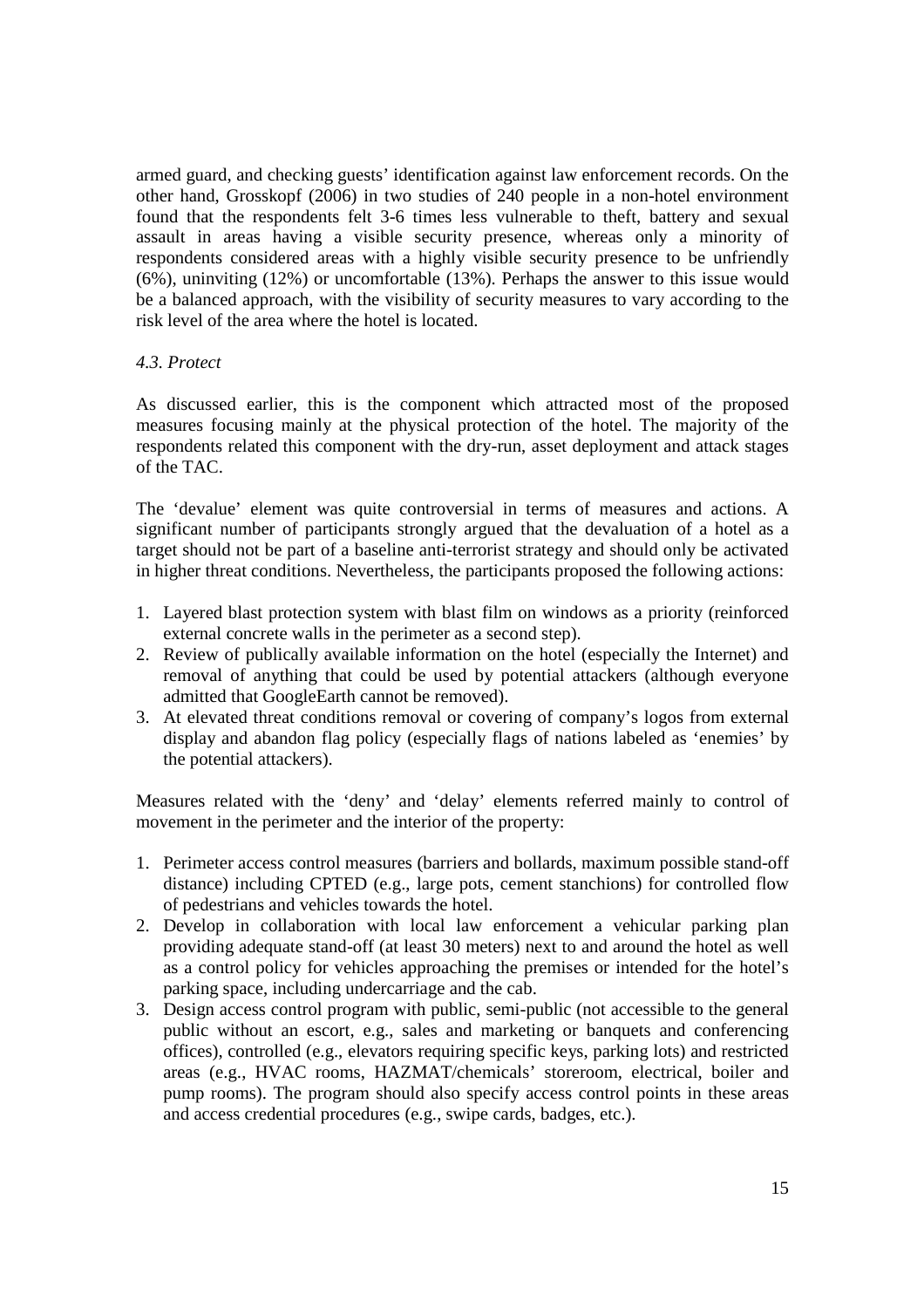armed guard, and checking guests' identification against law enforcement records. On the other hand, Grosskopf (2006) in two studies of 240 people in a non-hotel environment found that the respondents felt 3-6 times less vulnerable to theft, battery and sexual assault in areas having a visible security presence, whereas only a minority of respondents considered areas with a highly visible security presence to be unfriendly (6%), uninviting (12%) or uncomfortable (13%). Perhaps the answer to this issue would be a balanced approach, with the visibility of security measures to vary according to the risk level of the area where the hotel is located.

### *4.3. Protect*

As discussed earlier, this is the component which attracted most of the proposed measures focusing mainly at the physical protection of the hotel. The majority of the respondents related this component with the dry-run, asset deployment and attack stages of the TAC.

The 'devalue' element was quite controversial in terms of measures and actions. A significant number of participants strongly argued that the devaluation of a hotel as a target should not be part of a baseline anti-terrorist strategy and should only be activated in higher threat conditions. Nevertheless, the participants proposed the following actions:

1. Layered blast protection system with blast film on windows as a priority (reinforced external concrete walls in the perimeter as a second step).
2. Review of publically available information on the hotel (especially the Internet) and removal of anything that could be used by potential attackers (although everyone admitted that GoogleEarth cannot be removed).
3. At elevated threat conditions removal or covering of company's logos from external display and abandon flag policy (especially flags of nations labeled as 'enemies' by the potential attackers).

Measures related with the 'deny' and 'delay' elements referred mainly to control of movement in the perimeter and the interior of the property:

1. Perimeter access control measures (barriers and bollards, maximum possible stand-off distance) including CPTED (e.g., large pots, cement stanchions) for controlled flow of pedestrians and vehicles towards the hotel.
2. Develop in collaboration with local law enforcement a vehicular parking plan providing adequate stand-off (at least 30 meters) next to and around the hotel as well as a control policy for vehicles approaching the premises or intended for the hotel's parking space, including undercarriage and the cab.
3. Design access control program with public, semi-public (not accessible to the general public without an escort, e.g., sales and marketing or banquets and conferencing offices), controlled (e.g., elevators requiring specific keys, parking lots) and restricted areas (e.g., HVAC rooms, HAZMAT/chemicals' storeroom, electrical, boiler and pump rooms). The program should also specify access control points in these areas and access credential procedures (e.g., swipe cards, badges, etc.).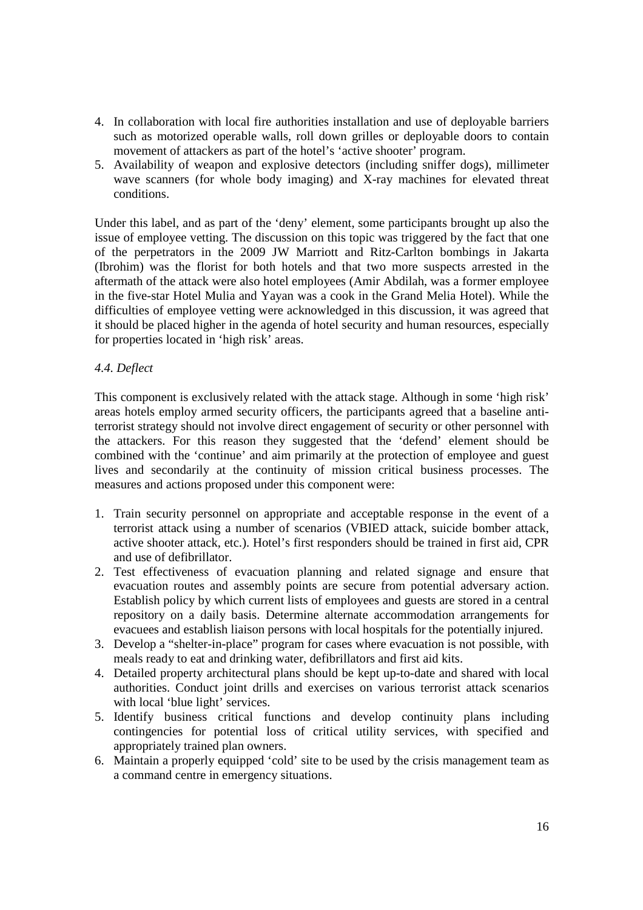4. In collaboration with local fire authorities installation and use of deployable barriers such as motorized operable walls, roll down grilles or deployable doors to contain movement of attackers as part of the hotel's 'active shooter' program.
5. Availability of weapon and explosive detectors (including sniffer dogs), millimeter wave scanners (for whole body imaging) and X-ray machines for elevated threat conditions.

Under this label, and as part of the 'deny' element, some participants brought up also the issue of employee vetting. The discussion on this topic was triggered by the fact that one of the perpetrators in the 2009 JW Marriott and Ritz-Carlton bombings in Jakarta (Ibrohim) was the florist for both hotels and that two more suspects arrested in the aftermath of the attack were also hotel employees (Amir Abdilah, was a former employee in the five-star Hotel Mulia and Yayan was a cook in the Grand Melia Hotel). While the difficulties of employee vetting were acknowledged in this discussion, it was agreed that it should be placed higher in the agenda of hotel security and human resources, especially for properties located in 'high risk' areas.

### *4.4. Deflect*

This component is exclusively related with the attack stage. Although in some 'high risk' areas hotels employ armed security officers, the participants agreed that a baseline anti-terrorist strategy should not involve direct engagement of security or other personnel with the attackers. For this reason they suggested that the 'defend' element should be combined with the 'continue' and aim primarily at the protection of employee and guest lives and secondarily at the continuity of mission critical business processes. The measures and actions proposed under this component were:

1. Train security personnel on appropriate and acceptable response in the event of a terrorist attack using a number of scenarios (VBIED attack, suicide bomber attack, active shooter attack, etc.). Hotel's first responders should be trained in first aid, CPR and use of defibrillator.
2. Test effectiveness of evacuation planning and related signage and ensure that evacuation routes and assembly points are secure from potential adversary action. Establish policy by which current lists of employees and guests are stored in a central repository on a daily basis. Determine alternate accommodation arrangements for evacuees and establish liaison persons with local hospitals for the potentially injured.
3. Develop a "shelter-in-place" program for cases where evacuation is not possible, with meals ready to eat and drinking water, defibrillators and first aid kits.
4. Detailed property architectural plans should be kept up-to-date and shared with local authorities. Conduct joint drills and exercises on various terrorist attack scenarios with local 'blue light' services.
5. Identify business critical functions and develop continuity plans including contingencies for potential loss of critical utility services, with specified and appropriately trained plan owners.
6. Maintain a properly equipped 'cold' site to be used by the crisis management team as a command centre in emergency situations.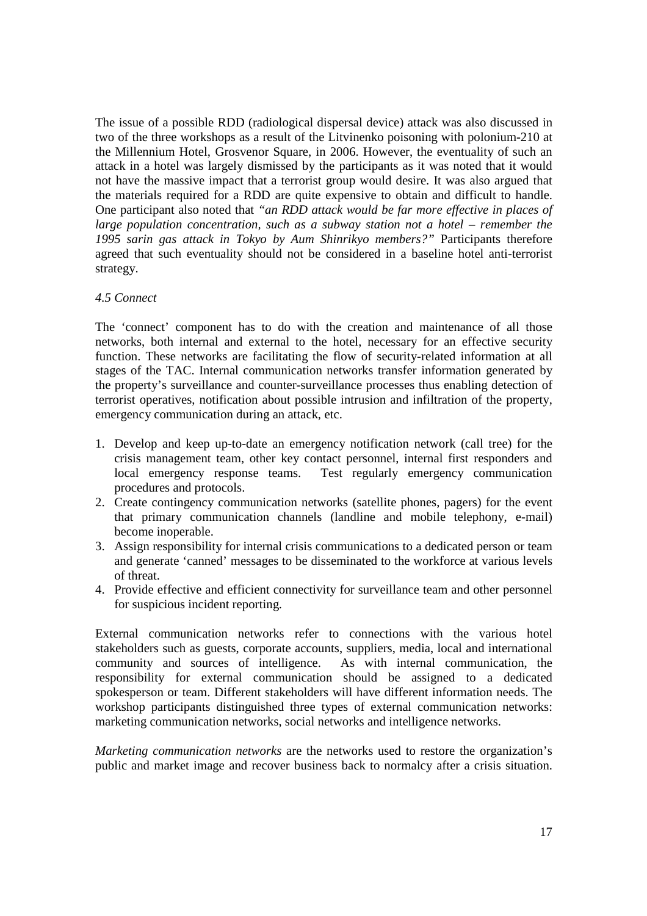The issue of a possible RDD (radiological dispersal device) attack was also discussed in two of the three workshops as a result of the Litvinenko poisoning with polonium-210 at the Millennium Hotel, Grosvenor Square, in 2006. However, the eventuality of such an attack in a hotel was largely dismissed by the participants as it was noted that it would not have the massive impact that a terrorist group would desire. It was also argued that the materials required for a RDD are quite expensive to obtain and difficult to handle. One participant also noted that *"an RDD attack would be far more effective in places of large population concentration, such as a subway station not a hotel – remember the 1995 sarin gas attack in Tokyo by Aum Shinrikyo members?"* Participants therefore agreed that such eventuality should not be considered in a baseline hotel anti-terrorist strategy.

*4.5 Connect*

The 'connect' component has to do with the creation and maintenance of all those networks, both internal and external to the hotel, necessary for an effective security function. These networks are facilitating the flow of security-related information at all stages of the TAC. Internal communication networks transfer information generated by the property's surveillance and counter-surveillance processes thus enabling detection of terrorist operatives, notification about possible intrusion and infiltration of the property, emergency communication during an attack, etc.

1. Develop and keep up-to-date an emergency notification network (call tree) for the crisis management team, other key contact personnel, internal first responders and local emergency response teams. Test regularly emergency communication procedures and protocols.
2. Create contingency communication networks (satellite phones, pagers) for the event that primary communication channels (landline and mobile telephony, e-mail) become inoperable.
3. Assign responsibility for internal crisis communications to a dedicated person or team and generate 'canned' messages to be disseminated to the workforce at various levels of threat.
4. Provide effective and efficient connectivity for surveillance team and other personnel for suspicious incident reporting.

External communication networks refer to connections with the various hotel stakeholders such as guests, corporate accounts, suppliers, media, local and international community and sources of intelligence. As with internal communication, the responsibility for external communication should be assigned to a dedicated spokesperson or team. Different stakeholders will have different information needs. The workshop participants distinguished three types of external communication networks: marketing communication networks, social networks and intelligence networks.

*Marketing communication networks* are the networks used to restore the organization's public and market image and recover business back to normalcy after a crisis situation.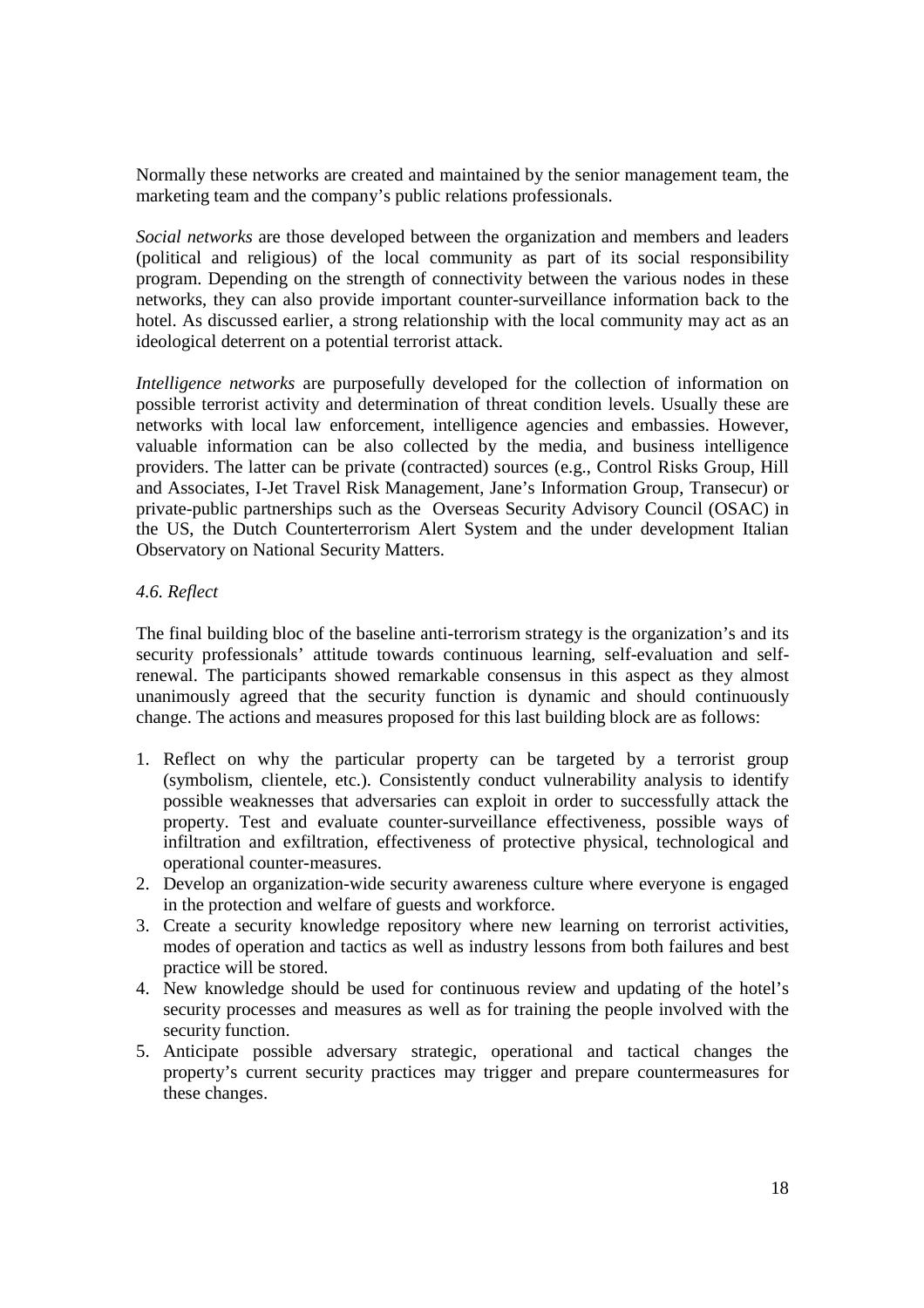Normally these networks are created and maintained by the senior management team, the marketing team and the company's public relations professionals.

*Social networks* are those developed between the organization and members and leaders (political and religious) of the local community as part of its social responsibility program. Depending on the strength of connectivity between the various nodes in these networks, they can also provide important counter-surveillance information back to the hotel. As discussed earlier, a strong relationship with the local community may act as an ideological deterrent on a potential terrorist attack.

*Intelligence networks* are purposefully developed for the collection of information on possible terrorist activity and determination of threat condition levels. Usually these are networks with local law enforcement, intelligence agencies and embassies. However, valuable information can be also collected by the media, and business intelligence providers. The latter can be private (contracted) sources (e.g., Control Risks Group, Hill and Associates, I-Jet Travel Risk Management, Jane's Information Group, Transecur) or private-public partnerships such as the Overseas Security Advisory Council (OSAC) in the US, the Dutch Counterterrorism Alert System and the under development Italian Observatory on National Security Matters.

### *4.6. Reflect*

The final building bloc of the baseline anti-terrorism strategy is the organization's and its security professionals' attitude towards continuous learning, self-evaluation and self-renewal. The participants showed remarkable consensus in this aspect as they almost unanimously agreed that the security function is dynamic and should continuously change. The actions and measures proposed for this last building block are as follows:

1. Reflect on why the particular property can be targeted by a terrorist group (symbolism, clientele, etc.). Consistently conduct vulnerability analysis to identify possible weaknesses that adversaries can exploit in order to successfully attack the property. Test and evaluate counter-surveillance effectiveness, possible ways of infiltration and exfiltration, effectiveness of protective physical, technological and operational counter-measures.
2. Develop an organization-wide security awareness culture where everyone is engaged in the protection and welfare of guests and workforce.
3. Create a security knowledge repository where new learning on terrorist activities, modes of operation and tactics as well as industry lessons from both failures and best practice will be stored.
4. New knowledge should be used for continuous review and updating of the hotel's security processes and measures as well as for training the people involved with the security function.
5. Anticipate possible adversary strategic, operational and tactical changes the property's current security practices may trigger and prepare countermeasures for these changes.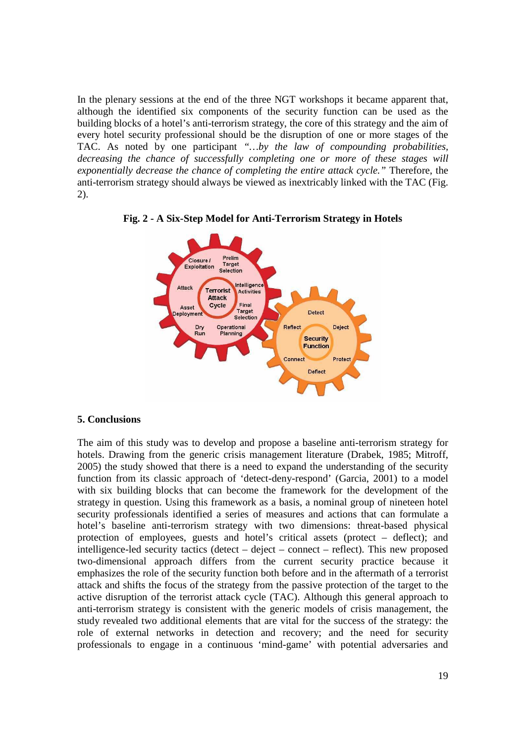In the plenary sessions at the end of the three NGT workshops it became apparent that, although the identified six components of the security function can be used as the building blocks of a hotel's anti-terrorism strategy, the core of this strategy and the aim of every hotel security professional should be the disruption of one or more stages of the TAC. As noted by one participant *"…by the law of compounding probabilities, decreasing the chance of successfully completing one or more of these stages will exponentially decrease the chance of completing the entire attack cycle."* Therefore, the anti-terrorism strategy should always be viewed as inextricably linked with the TAC (Fig. 2).

**Fig. 2 - A Six-Step Model for Anti-Terrorism Strategy in Hotels**

## 5. Conclusions

The aim of this study was to develop and propose a baseline anti-terrorism strategy for hotels. Drawing from the generic crisis management literature (Drabek, 1985; Mitroff, 2005) the study showed that there is a need to expand the understanding of the security function from its classic approach of 'detect-deny-respond' (Garcia, 2001) to a model with six building blocks that can become the framework for the development of the strategy in question. Using this framework as a basis, a nominal group of nineteen hotel security professionals identified a series of measures and actions that can formulate a hotel's baseline anti-terrorism strategy with two dimensions: threat-based physical protection of employees, guests and hotel's critical assets (protect – deflect); and intelligence-led security tactics (detect – deject – connect – reflect). This new proposed two-dimensional approach differs from the current security practice because it emphasizes the role of the security function both before and in the aftermath of a terrorist attack and shifts the focus of the strategy from the passive protection of the target to the active disruption of the terrorist attack cycle (TAC). Although this general approach to anti-terrorism strategy is consistent with the generic models of crisis management, the study revealed two additional elements that are vital for the success of the strategy: the role of external networks in detection and recovery; and the need for security professionals to engage in a continuous 'mind-game' with potential adversaries and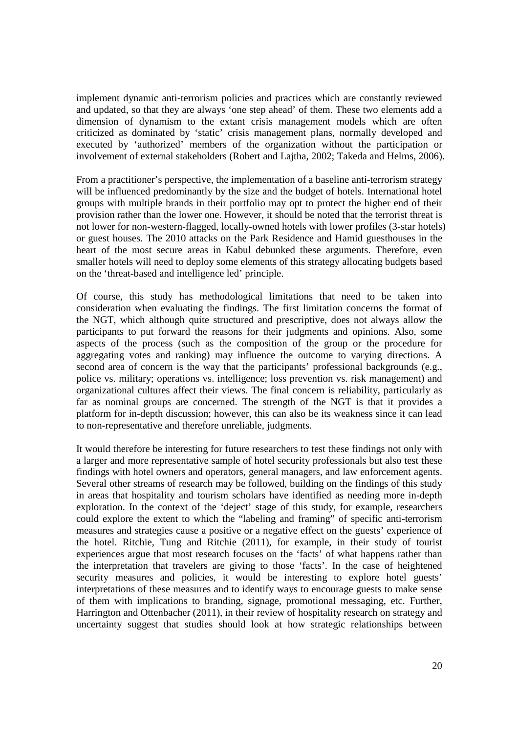implement dynamic anti-terrorism policies and practices which are constantly reviewed and updated, so that they are always 'one step ahead' of them. These two elements add a dimension of dynamism to the extant crisis management models which are often criticized as dominated by 'static' crisis management plans, normally developed and executed by 'authorized' members of the organization without the participation or involvement of external stakeholders (Robert and Lajtha, 2002; Takeda and Helms, 2006).

From a practitioner's perspective, the implementation of a baseline anti-terrorism strategy will be influenced predominantly by the size and the budget of hotels. International hotel groups with multiple brands in their portfolio may opt to protect the higher end of their provision rather than the lower one. However, it should be noted that the terrorist threat is not lower for non-western-flagged, locally-owned hotels with lower profiles (3-star hotels) or guest houses. The 2010 attacks on the Park Residence and Hamid guesthouses in the heart of the most secure areas in Kabul debunked these arguments. Therefore, even smaller hotels will need to deploy some elements of this strategy allocating budgets based on the 'threat-based and intelligence led' principle.

Of course, this study has methodological limitations that need to be taken into consideration when evaluating the findings. The first limitation concerns the format of the NGT, which although quite structured and prescriptive, does not always allow the participants to put forward the reasons for their judgments and opinions. Also, some aspects of the process (such as the composition of the group or the procedure for aggregating votes and ranking) may influence the outcome to varying directions. A second area of concern is the way that the participants' professional backgrounds (e.g., police vs. military; operations vs. intelligence; loss prevention vs. risk management) and organizational cultures affect their views. The final concern is reliability, particularly as far as nominal groups are concerned. The strength of the NGT is that it provides a platform for in-depth discussion; however, this can also be its weakness since it can lead to non-representative and therefore unreliable, judgments.

It would therefore be interesting for future researchers to test these findings not only with a larger and more representative sample of hotel security professionals but also test these findings with hotel owners and operators, general managers, and law enforcement agents. Several other streams of research may be followed, building on the findings of this study in areas that hospitality and tourism scholars have identified as needing more in-depth exploration. In the context of the 'deject' stage of this study, for example, researchers could explore the extent to which the "labeling and framing" of specific anti-terrorism measures and strategies cause a positive or a negative effect on the guests' experience of the hotel. Ritchie, Tung and Ritchie (2011), for example, in their study of tourist experiences argue that most research focuses on the 'facts' of what happens rather than the interpretation that travelers are giving to those 'facts'. In the case of heightened security measures and policies, it would be interesting to explore hotel guests' interpretations of these measures and to identify ways to encourage guests to make sense of them with implications to branding, signage, promotional messaging, etc. Further, Harrington and Ottenbacher (2011), in their review of hospitality research on strategy and uncertainty suggest that studies should look at how strategic relationships between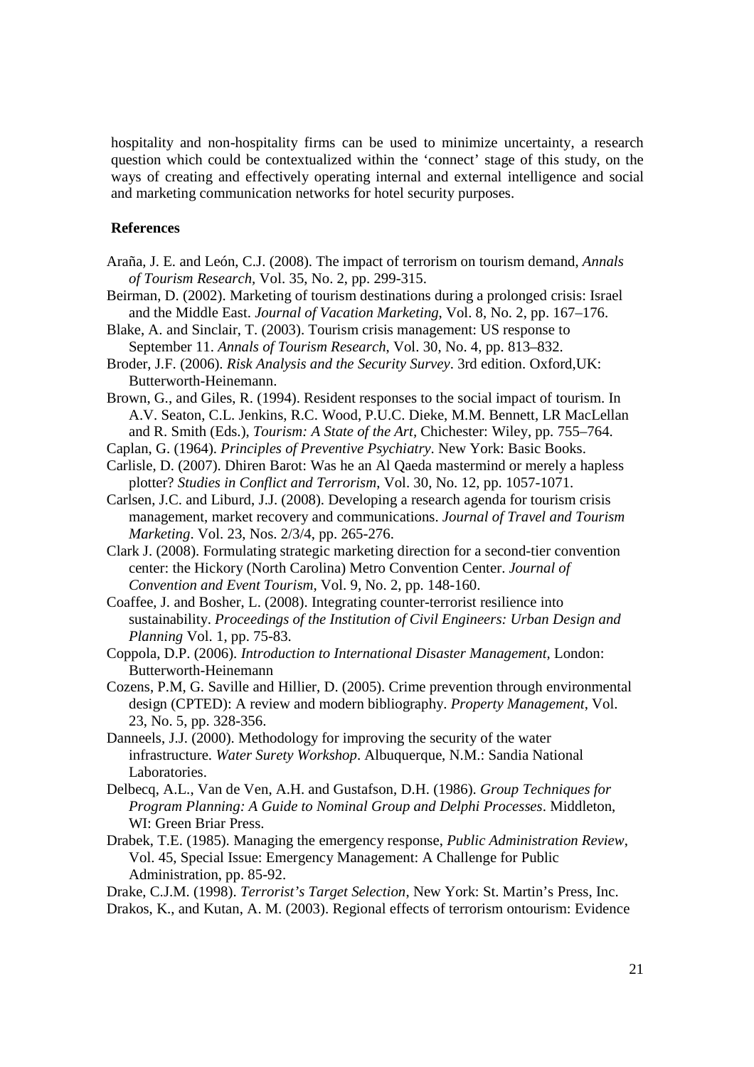hospitality and non-hospitality firms can be used to minimize uncertainty, a research question which could be contextualized within the 'connect' stage of this study, on the ways of creating and effectively operating internal and external intelligence and social and marketing communication networks for hotel security purposes.

## References

Araña, J. E. and León, C.J. (2008). The impact of terrorism on tourism demand, *Annals of Tourism Research*, Vol. 35, No. 2, pp. 299-315.

Beirman, D. (2002). Marketing of tourism destinations during a prolonged crisis: Israel and the Middle East. *Journal of Vacation Marketing*, Vol. 8, No. 2, pp. 167–176.

Blake, A. and Sinclair, T. (2003). Tourism crisis management: US response to September 11. *Annals of Tourism Research*, Vol. 30, No. 4, pp. 813–832.

Broder, J.F. (2006). *Risk Analysis and the Security Survey*. 3rd edition. Oxford,UK: Butterworth-Heinemann.

Brown, G., and Giles, R. (1994). Resident responses to the social impact of tourism. In A.V. Seaton, C.L. Jenkins, R.C. Wood, P.U.C. Dieke, M.M. Bennett, LR MacLellan and R. Smith (Eds.), *Tourism: A State of the Art*, Chichester: Wiley, pp. 755–764.

Caplan, G. (1964). *Principles of Preventive Psychiatry*. New York: Basic Books.

Carlisle, D. (2007). Dhiren Barot: Was he an Al Qaeda mastermind or merely a hapless plotter? *Studies in Conflict and Terrorism*, Vol. 30, No. 12, pp. 1057-1071.

Carlsen, J.C. and Liburd, J.J. (2008). Developing a research agenda for tourism crisis management, market recovery and communications. *Journal of Travel and Tourism Marketing*. Vol. 23, Nos. 2/3/4, pp. 265-276.

Clark J. (2008). Formulating strategic marketing direction for a second-tier convention center: the Hickory (North Carolina) Metro Convention Center. *Journal of Convention and Event Tourism*, Vol. 9, No. 2, pp. 148-160.

Coaffee, J. and Bosher, L. (2008). Integrating counter-terrorist resilience into sustainability. *Proceedings of the Institution of Civil Engineers: Urban Design and Planning* Vol. 1, pp. 75-83.

Coppola, D.P. (2006). *Introduction to International Disaster Management*, London: Butterworth-Heinemann

Cozens, P.M, G. Saville and Hillier, D. (2005). Crime prevention through environmental design (CPTED): A review and modern bibliography. *Property Management*, Vol. 23, No. 5, pp. 328-356.

Danneels, J.J. (2000). Methodology for improving the security of the water infrastructure. *Water Surety Workshop*. Albuquerque, N.M.: Sandia National Laboratories.

Delbecq, A.L., Van de Ven, A.H. and Gustafson, D.H. (1986). *Group Techniques for Program Planning: A Guide to Nominal Group and Delphi Processes*. Middleton, WI: Green Briar Press.

Drabek, T.E. (1985). Managing the emergency response, *Public Administration Review*, Vol. 45, Special Issue: Emergency Management: A Challenge for Public Administration, pp. 85-92.

Drake, C.J.M. (1998). *Terrorist's Target Selection*, New York: St. Martin's Press, Inc.

Drakos, K., and Kutan, A. M. (2003). Regional effects of terrorism ontourism: Evidence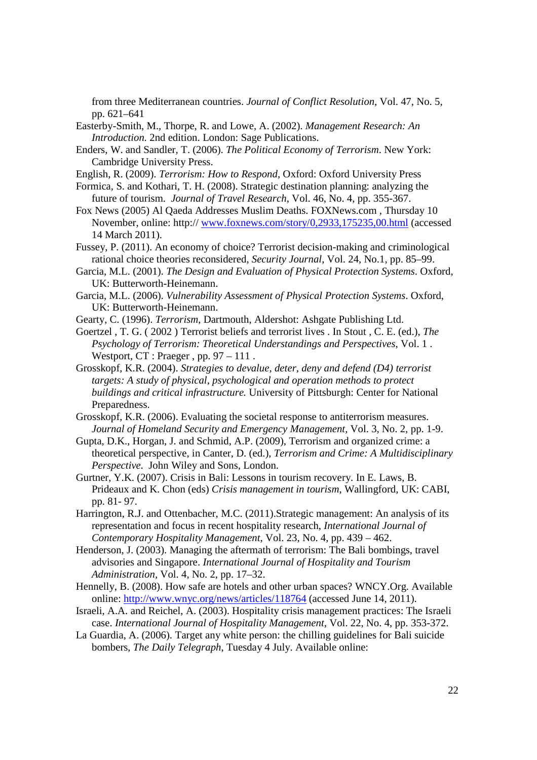from three Mediterranean countries. *Journal of Conflict Resolution*, Vol. 47, No. 5, pp. 621–641

Easterby-Smith, M., Thorpe, R. and Lowe, A. (2002). *Management Research: An Introduction.* 2nd edition. London: Sage Publications.

Enders, W. and Sandler, T. (2006). *The Political Economy of Terrorism*. New York: Cambridge University Press.

English, R. (2009). *Terrorism: How to Respond*, Oxford: Oxford University Press

Formica, S. and Kothari, T. H. (2008). Strategic destination planning: analyzing the future of tourism. *Journal of Travel Research*, Vol. 46, No. 4, pp. 355-367.

Fox News (2005) Al Qaeda Addresses Muslim Deaths. FOXNews.com , Thursday 10 November, online: http:// www.foxnews.com/story/0,2933,175235,00.html (accessed 14 March 2011).

Fussey, P. (2011). An economy of choice? Terrorist decision-making and criminological rational choice theories reconsidered, *Security Journal*, Vol. 24, No.1, pp. 85–99.

Garcia, M.L. (2001). *The Design and Evaluation of Physical Protection Systems*. Oxford, UK: Butterworth-Heinemann.

Garcia, M.L. (2006). *Vulnerability Assessment of Physical Protection Systems*. Oxford, UK: Butterworth-Heinemann.

Gearty, C. (1996). *Terrorism*, Dartmouth, Aldershot: Ashgate Publishing Ltd.

Goertzel , T. G. ( 2002 ) Terrorist beliefs and terrorist lives . In Stout , C. E. (ed.), *The Psychology of Terrorism: Theoretical Understandings and Perspectives*, Vol. 1 . Westport, CT : Praeger , pp. 97 – 111 .

Grosskopf, K.R. (2004). *Strategies to devalue, deter, deny and defend (D4) terrorist targets: A study of physical, psychological and operation methods to protect buildings and critical infrastructure.* University of Pittsburgh: Center for National Preparedness.

Grosskopf, K.R. (2006). Evaluating the societal response to antiterrorism measures. *Journal of Homeland Security and Emergency Management*, Vol. 3, No. 2, pp. 1-9.

Gupta, D.K., Horgan, J. and Schmid, A.P. (2009), Terrorism and organized crime: a theoretical perspective, in Canter, D. (ed.), *Terrorism and Crime: A Multidisciplinary Perspective*. John Wiley and Sons, London.

Gurtner, Y.K. (2007). Crisis in Bali: Lessons in tourism recovery. In E. Laws, B. Prideaux and K. Chon (eds) *Crisis management in tourism*, Wallingford, UK: CABI, pp. 81- 97.

Harrington, R.J. and Ottenbacher, M.C. (2011).Strategic management: An analysis of its representation and focus in recent hospitality research, *International Journal of Contemporary Hospitality Management*, Vol. 23, No. 4, pp. 439 – 462.

Henderson, J. (2003). Managing the aftermath of terrorism: The Bali bombings, travel advisories and Singapore. *International Journal of Hospitality and Tourism Administration*, Vol. 4, No. 2, pp. 17–32.

Hennelly, B. (2008). How safe are hotels and other urban spaces? WNCY.Org. Available online: http://www.wnyc.org/news/articles/118764 (accessed June 14, 2011).

Israeli, A.A. and Reichel, A. (2003). Hospitality crisis management practices: The Israeli case. *International Journal of Hospitality Management*, Vol. 22, No. 4, pp. 353-372.

La Guardia, A. (2006). Target any white person: the chilling guidelines for Bali suicide bombers, *The Daily Telegraph*, Tuesday 4 July. Available online: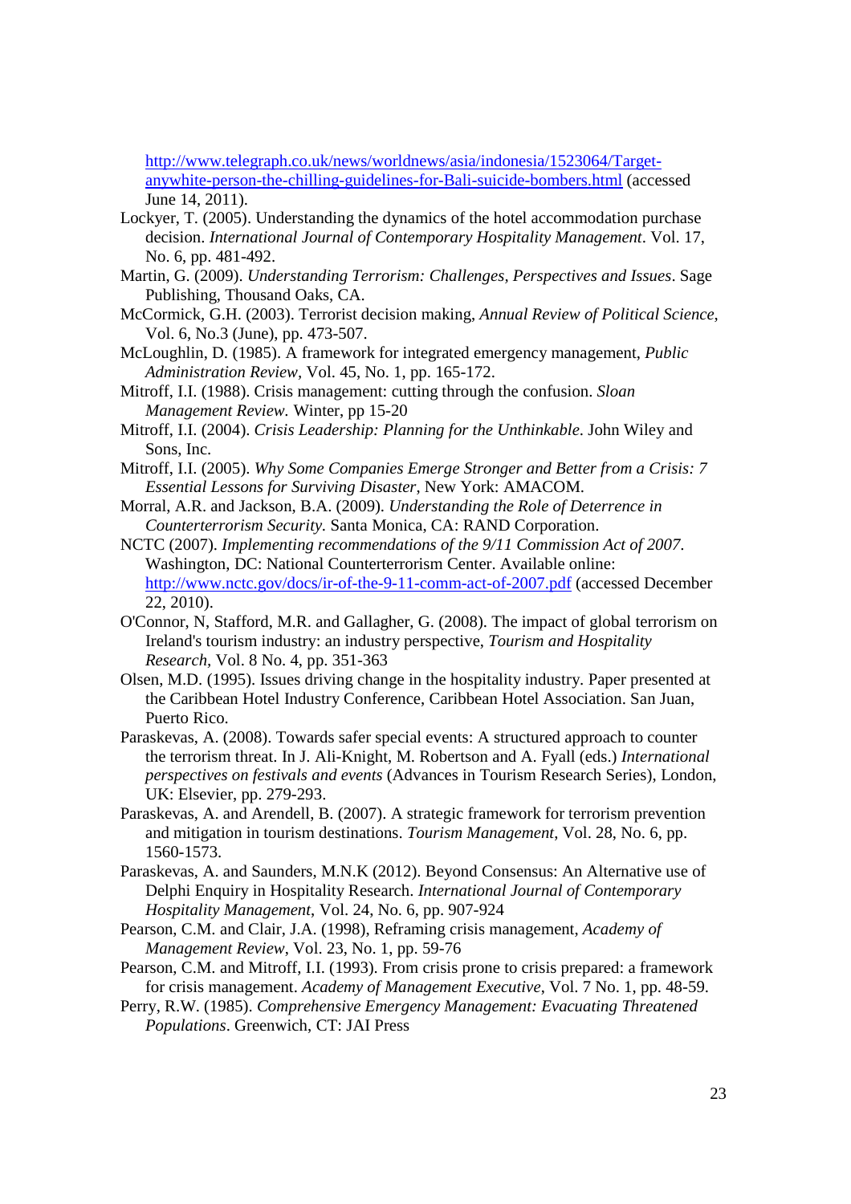http://www.telegraph.co.uk/news/worldnews/asia/indonesia/1523064/Target-anywhite-person-the-chilling-guidelines-for-Bali-suicide-bombers.html (accessed June 14, 2011).

Lockyer, T. (2005). Understanding the dynamics of the hotel accommodation purchase decision. *International Journal of Contemporary Hospitality Management*. Vol. 17, No. 6, pp. 481-492.

Martin, G. (2009). *Understanding Terrorism: Challenges, Perspectives and Issues*. Sage Publishing, Thousand Oaks, CA.

McCormick, G.H. (2003). Terrorist decision making, *Annual Review of Political Science*, Vol. 6, No.3 (June), pp. 473-507.

McLoughlin, D. (1985). A framework for integrated emergency management, *Public Administration Review*, Vol. 45, No. 1, pp. 165-172.

Mitroff, I.I. (1988). Crisis management: cutting through the confusion. *Sloan Management Review.* Winter, pp 15-20

Mitroff, I.I. (2004). *Crisis Leadership: Planning for the Unthinkable*. John Wiley and Sons, Inc.

Mitroff, I.I. (2005). *Why Some Companies Emerge Stronger and Better from a Crisis: 7 Essential Lessons for Surviving Disaster*, New York: AMACOM.

Morral, A.R. and Jackson, B.A. (2009). *Understanding the Role of Deterrence in Counterterrorism Security.* Santa Monica, CA: RAND Corporation.

NCTC (2007). *Implementing recommendations of the 9/11 Commission Act of 2007*. Washington, DC: National Counterterrorism Center. Available online: http://www.nctc.gov/docs/ir-of-the-9-11-comm-act-of-2007.pdf (accessed December 22, 2010).

O'Connor, N, Stafford, M.R. and Gallagher, G. (2008). The impact of global terrorism on Ireland's tourism industry: an industry perspective, *Tourism and Hospitality Research*, Vol. 8 No. 4, pp. 351-363

Olsen, M.D. (1995). Issues driving change in the hospitality industry. Paper presented at the Caribbean Hotel Industry Conference, Caribbean Hotel Association. San Juan, Puerto Rico.

Paraskevas, A. (2008). Towards safer special events: A structured approach to counter the terrorism threat. In J. Ali-Knight, M. Robertson and A. Fyall (eds.) *International perspectives on festivals and events* (Advances in Tourism Research Series), London, UK: Elsevier, pp. 279-293.

Paraskevas, A. and Arendell, B. (2007). A strategic framework for terrorism prevention and mitigation in tourism destinations. *Tourism Management*, Vol. 28, No. 6, pp. 1560-1573.

Paraskevas, A. and Saunders, M.N.K (2012). Beyond Consensus: An Alternative use of Delphi Enquiry in Hospitality Research. *International Journal of Contemporary Hospitality Management*, Vol. 24, No. 6, pp. 907-924

Pearson, C.M. and Clair, J.A. (1998), Reframing crisis management, *Academy of Management Review*, Vol. 23, No. 1, pp. 59-76

Pearson, C.M. and Mitroff, I.I. (1993). From crisis prone to crisis prepared: a framework for crisis management. *Academy of Management Executive*, Vol. 7 No. 1, pp. 48-59.

Perry, R.W. (1985). *Comprehensive Emergency Management: Evacuating Threatened Populations*. Greenwich, CT: JAI Press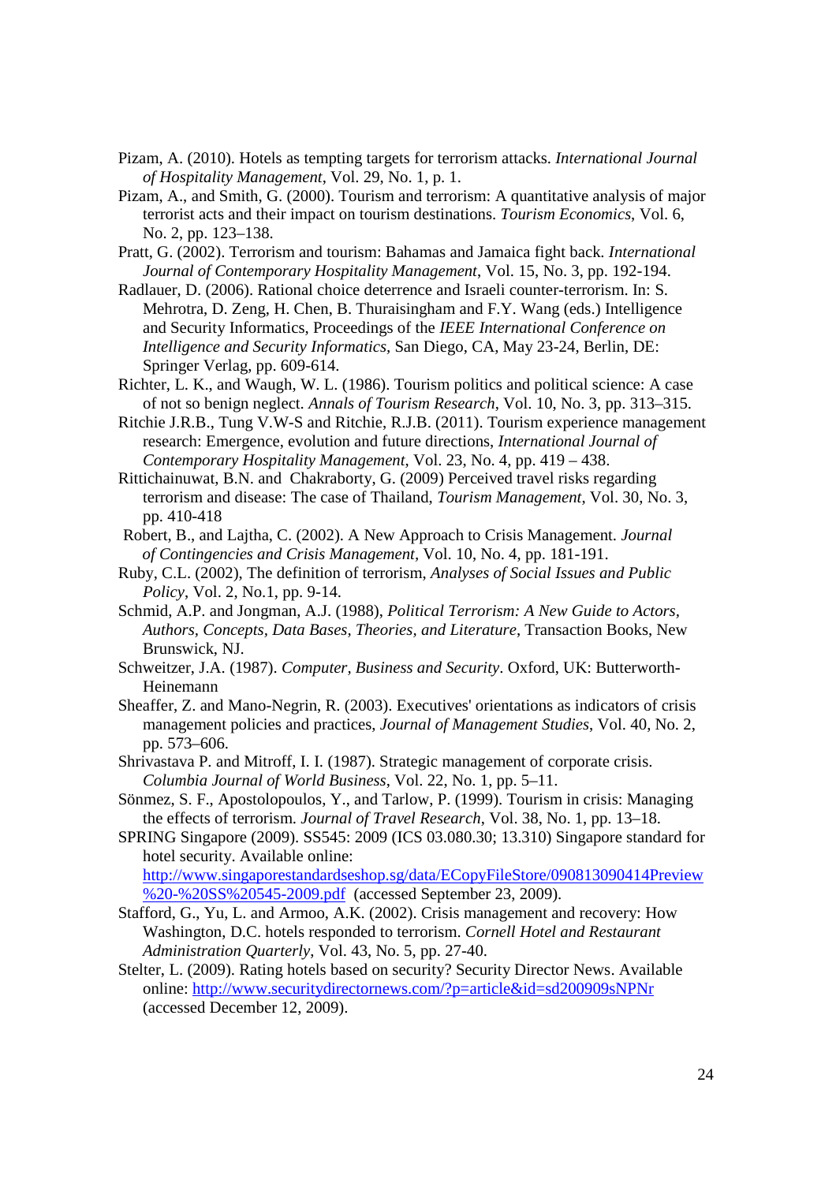Pizam, A. (2010). Hotels as tempting targets for terrorism attacks. *International Journal of Hospitality Management*, Vol. 29, No. 1, p. 1.

Pizam, A., and Smith, G. (2000). Tourism and terrorism: A quantitative analysis of major terrorist acts and their impact on tourism destinations. *Tourism Economics*, Vol. 6, No. 2, pp. 123–138.

Pratt, G. (2002). Terrorism and tourism: Bahamas and Jamaica fight back. *International Journal of Contemporary Hospitality Management*, Vol. 15, No. 3, pp. 192-194.

Radlauer, D. (2006). Rational choice deterrence and Israeli counter-terrorism. In: S. Mehrotra, D. Zeng, H. Chen, B. Thuraisingham and F.Y. Wang (eds.) Intelligence and Security Informatics, Proceedings of the *IEEE International Conference on Intelligence and Security Informatics*, San Diego, CA, May 23-24, Berlin, DE: Springer Verlag, pp. 609-614.

Richter, L. K., and Waugh, W. L. (1986). Tourism politics and political science: A case of not so benign neglect. *Annals of Tourism Research*, Vol. 10, No. 3, pp. 313–315.

Ritchie J.R.B., Tung V.W-S and Ritchie, R.J.B. (2011). Tourism experience management research: Emergence, evolution and future directions, *International Journal of Contemporary Hospitality Management*, Vol. 23, No. 4, pp. 419 – 438.

Rittichainuwat, B.N. and Chakraborty, G. (2009) Perceived travel risks regarding terrorism and disease: The case of Thailand, *Tourism Management*, Vol. 30, No. 3, pp. 410-418

Robert, B., and Lajtha, C. (2002). A New Approach to Crisis Management. *Journal of Contingencies and Crisis Management*, Vol. 10, No. 4, pp. 181-191.

Ruby, C.L. (2002), The definition of terrorism, *Analyses of Social Issues and Public Policy*, Vol. 2, No.1, pp. 9-14.

Schmid, A.P. and Jongman, A.J. (1988), *Political Terrorism: A New Guide to Actors, Authors, Concepts, Data Bases, Theories, and Literature*, Transaction Books, New Brunswick, NJ.

Schweitzer, J.A. (1987). *Computer, Business and Security*. Oxford, UK: Butterworth-Heinemann

Sheaffer, Z. and Mano-Negrin, R. (2003). Executives' orientations as indicators of crisis management policies and practices, *Journal of Management Studies*, Vol. 40, No. 2, pp. 573–606.

Shrivastava P. and Mitroff, I. I. (1987). Strategic management of corporate crisis. *Columbia Journal of World Business*, Vol. 22, No. 1, pp. 5–11.

Sönmez, S. F., Apostolopoulos, Y., and Tarlow, P. (1999). Tourism in crisis: Managing the effects of terrorism. *Journal of Travel Research*, Vol. 38, No. 1, pp. 13–18.

SPRING Singapore (2009). SS545: 2009 (ICS 03.080.30; 13.310) Singapore standard for hotel security. Available online: http://www.singaporestandardseshop.sg/data/ECopyFileStore/090813090414Preview%20-%20SS%20545-2009.pdf (accessed September 23, 2009).

Stafford, G., Yu, L. and Armoo, A.K. (2002). Crisis management and recovery: How Washington, D.C. hotels responded to terrorism. *Cornell Hotel and Restaurant Administration Quarterly*, Vol. 43, No. 5, pp. 27-40.

Stelter, L. (2009). Rating hotels based on security? Security Director News. Available online: http://www.securitydirectornews.com/?p=article&id=sd200909sNPNr (accessed December 12, 2009).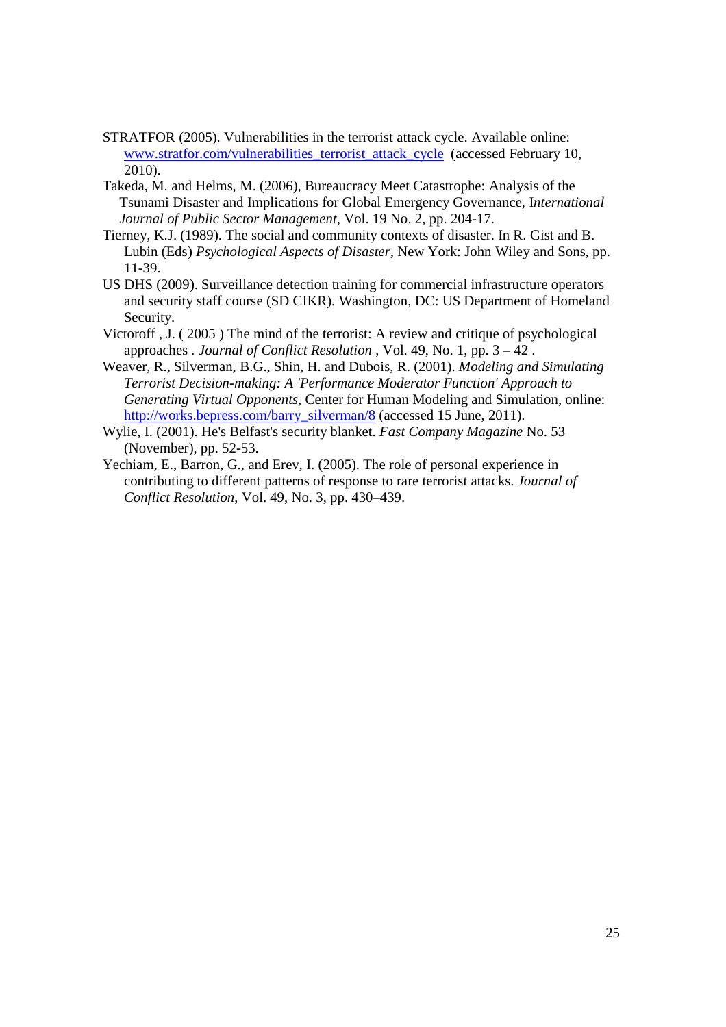STRATFOR (2005). Vulnerabilities in the terrorist attack cycle. Available online: [www.stratfor.com/vulnerabilities_terrorist_attack_cycle](www.stratfor.com/vulnerabilities_terrorist_attack_cycle) (accessed February 10, 2010).

Takeda, M. and Helms, M. (2006), Bureaucracy Meet Catastrophe: Analysis of the Tsunami Disaster and Implications for Global Emergency Governance, I*nternational Journal of Public Sector Management*, Vol. 19 No. 2, pp. 204-17.

Tierney, K.J. (1989). The social and community contexts of disaster. In R. Gist and B. Lubin (Eds) *Psychological Aspects of Disaster*, New York: John Wiley and Sons, pp. 11-39.

US DHS (2009). Surveillance detection training for commercial infrastructure operators and security staff course (SD CIKR). Washington, DC: US Department of Homeland Security.

Victoroff , J. ( 2005 ) The mind of the terrorist: A review and critique of psychological approaches . *Journal of Conflict Resolution* , Vol. 49, No. 1, pp. 3 – 42 .

Weaver, R., Silverman, B.G., Shin, H. and Dubois, R. (2001). *Modeling and Simulating Terrorist Decision-making: A 'Performance Moderator Function' Approach to Generating Virtual Opponents,* Center for Human Modeling and Simulation, online: [http://works.bepress.com/barry_silverman/8](http://works.bepress.com/barry_silverman/8) (accessed 15 June, 2011).

Wylie, I. (2001). He's Belfast's security blanket. *Fast Company Magazine* No. 53 (November), pp. 52-53.

Yechiam, E., Barron, G., and Erev, I. (2005). The role of personal experience in contributing to different patterns of response to rare terrorist attacks. *Journal of Conflict Resolution*, Vol. 49, No. 3, pp. 430–439.